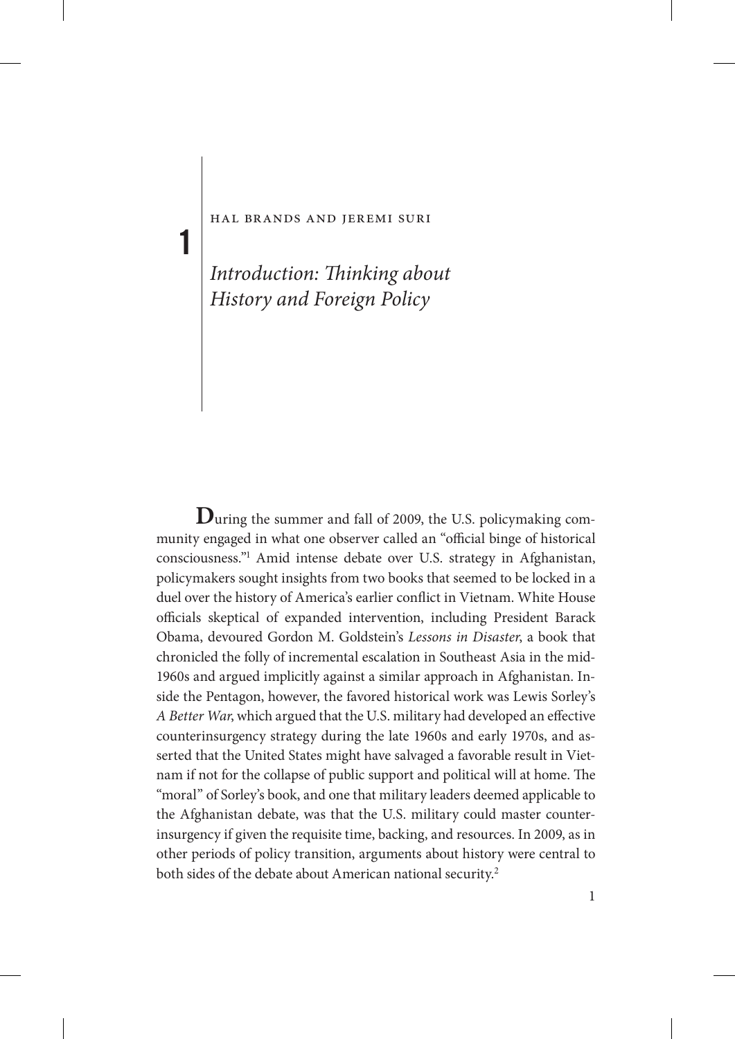HAL BRANDS AND JEREMI SURI

# 1 *Introduction: Thinking about History and Foreign Policy*

**D**uring the summer and fall of 2009, the U.S. policymaking community engaged in what one observer called an "official binge of historical consciousness."[1] Amid intense debate over U.S. strategy in Afghanistan, policymakers sought insights from two books that seemed to be locked in a duel over the history of America's earlier conflict in Vietnam. White House officials skeptical of expanded intervention, including President Barack Obama, devoured Gordon M. Goldstein's *Lessons in Disaster*, a book that chronicled the folly of incremental escalation in Southeast Asia in the mid-1960s and argued implicitly against a similar approach in Afghanistan. Inside the Pentagon, however, the favored historical work was Lewis Sorley's *A Better War*, which argued that the U.S. military had developed an effective counterinsurgency strategy during the late 1960s and early 1970s, and asserted that the United States might have salvaged a favorable result in Vietnam if not for the collapse of public support and political will at home. The "moral" of Sorley's book, and one that military leaders deemed applicable to the Afghanistan debate, was that the U.S. military could master counterinsurgency if given the requisite time, backing, and resources. In 2009, as in other periods of policy transition, arguments about history were central to both sides of the debate about American national security.[2]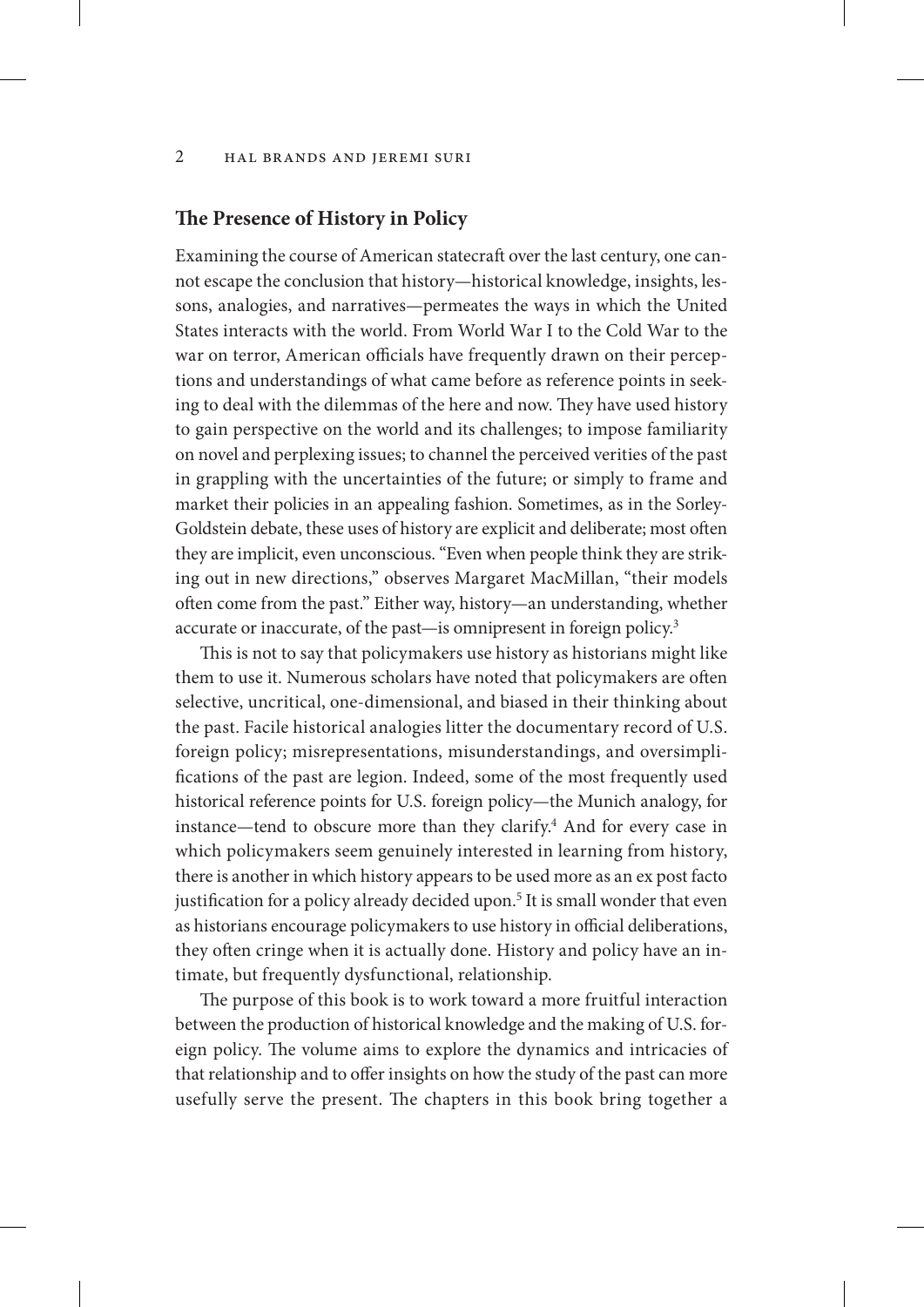## The Presence of History in Policy

Examining the course of American statecraft over the last century, one cannot escape the conclusion that history—historical knowledge, insights, lessons, analogies, and narratives—permeates the ways in which the United States interacts with the world. From World War I to the Cold War to the war on terror, American officials have frequently drawn on their perceptions and understandings of what came before as reference points in seeking to deal with the dilemmas of the here and now. They have used history to gain perspective on the world and its challenges; to impose familiarity on novel and perplexing issues; to channel the perceived verities of the past in grappling with the uncertainties of the future; or simply to frame and market their policies in an appealing fashion. Sometimes, as in the Sorley-Goldstein debate, these uses of history are explicit and deliberate; most often they are implicit, even unconscious. "Even when people think they are striking out in new directions," observes Margaret MacMillan, "their models often come from the past." Either way, history—an understanding, whether accurate or inaccurate, of the past—is omnipresent in foreign policy.[3]

This is not to say that policymakers use history as historians might like them to use it. Numerous scholars have noted that policymakers are often selective, uncritical, one-dimensional, and biased in their thinking about the past. Facile historical analogies litter the documentary record of U.S. foreign policy; misrepresentations, misunderstandings, and oversimplifications of the past are legion. Indeed, some of the most frequently used historical reference points for U.S. foreign policy—the Munich analogy, for instance—tend to obscure more than they clarify.[4] And for every case in which policymakers seem genuinely interested in learning from history, there is another in which history appears to be used more as an ex post facto justification for a policy already decided upon.[5] It is small wonder that even as historians encourage policymakers to use history in official deliberations, they often cringe when it is actually done. History and policy have an intimate, but frequently dysfunctional, relationship.

The purpose of this book is to work toward a more fruitful interaction between the production of historical knowledge and the making of U.S. foreign policy. The volume aims to explore the dynamics and intricacies of that relationship and to offer insights on how the study of the past can more usefully serve the present. The chapters in this book bring together a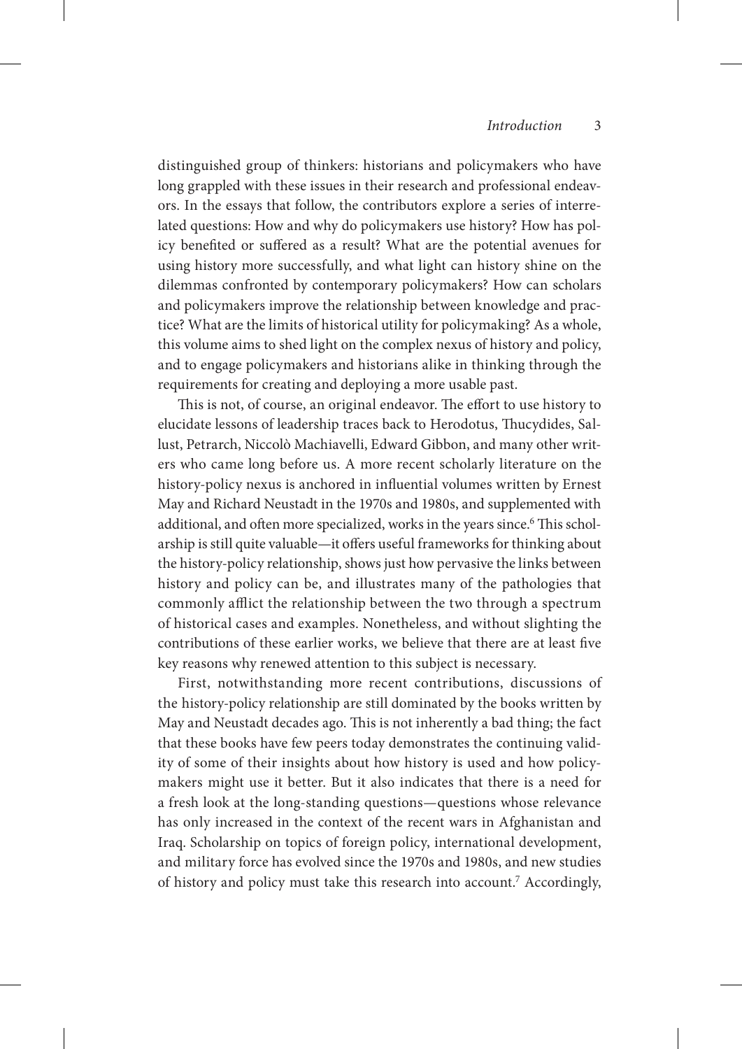distinguished group of thinkers: historians and policymakers who have long grappled with these issues in their research and professional endeavors. In the essays that follow, the contributors explore a series of interrelated questions: How and why do policymakers use history? How has policy benefited or suffered as a result? What are the potential avenues for using history more successfully, and what light can history shine on the dilemmas confronted by contemporary policymakers? How can scholars and policymakers improve the relationship between knowledge and practice? What are the limits of historical utility for policymaking? As a whole, this volume aims to shed light on the complex nexus of history and policy, and to engage policymakers and historians alike in thinking through the requirements for creating and deploying a more usable past.

This is not, of course, an original endeavor. The effort to use history to elucidate lessons of leadership traces back to Herodotus, Thucydides, Sallust, Petrarch, Niccolò Machiavelli, Edward Gibbon, and many other writers who came long before us. A more recent scholarly literature on the history-policy nexus is anchored in influential volumes written by Ernest May and Richard Neustadt in the 1970s and 1980s, and supplemented with additional, and often more specialized, works in the years since.[6] This scholarship is still quite valuable—it offers useful frameworks for thinking about the history-policy relationship, shows just how pervasive the links between history and policy can be, and illustrates many of the pathologies that commonly afflict the relationship between the two through a spectrum of historical cases and examples. Nonetheless, and without slighting the contributions of these earlier works, we believe that there are at least five key reasons why renewed attention to this subject is necessary.

First, notwithstanding more recent contributions, discussions of the history-policy relationship are still dominated by the books written by May and Neustadt decades ago. This is not inherently a bad thing; the fact that these books have few peers today demonstrates the continuing validity of some of their insights about how history is used and how policymakers might use it better. But it also indicates that there is a need for a fresh look at the long-standing questions—questions whose relevance has only increased in the context of the recent wars in Afghanistan and Iraq. Scholarship on topics of foreign policy, international development, and military force has evolved since the 1970s and 1980s, and new studies of history and policy must take this research into account.[7] Accordingly,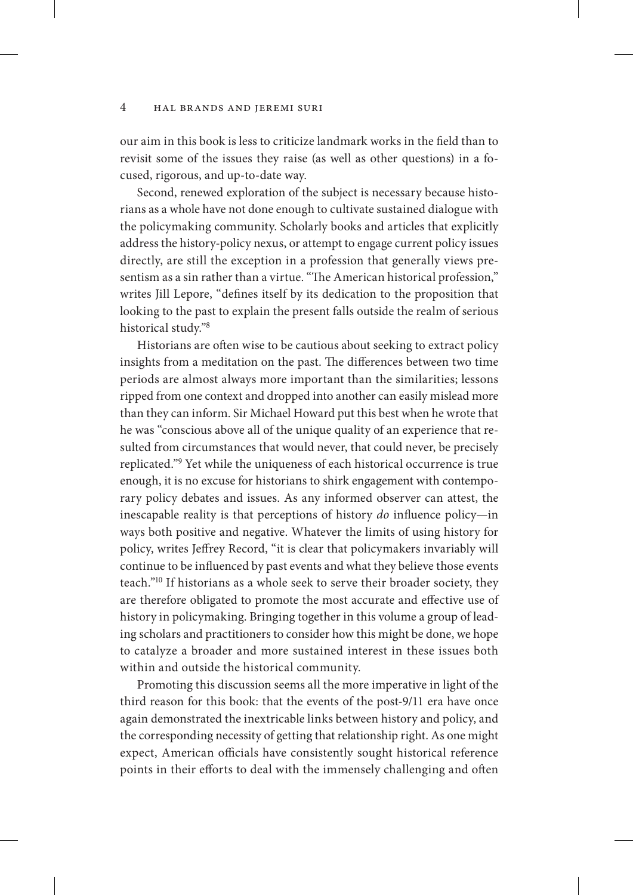our aim in this book is less to criticize landmark works in the field than to revisit some of the issues they raise (as well as other questions) in a focused, rigorous, and up-to-date way.

Second, renewed exploration of the subject is necessary because historians as a whole have not done enough to cultivate sustained dialogue with the policymaking community. Scholarly books and articles that explicitly address the history-policy nexus, or attempt to engage current policy issues directly, are still the exception in a profession that generally views presentism as a sin rather than a virtue. "The American historical profession," writes Jill Lepore, "defines itself by its dedication to the proposition that looking to the past to explain the present falls outside the realm of serious historical study."[8]

Historians are often wise to be cautious about seeking to extract policy insights from a meditation on the past. The differences between two time periods are almost always more important than the similarities; lessons ripped from one context and dropped into another can easily mislead more than they can inform. Sir Michael Howard put this best when he wrote that he was "conscious above all of the unique quality of an experience that resulted from circumstances that would never, that could never, be precisely replicated."[9] Yet while the uniqueness of each historical occurrence is true enough, it is no excuse for historians to shirk engagement with contemporary policy debates and issues. As any informed observer can attest, the inescapable reality is that perceptions of history *do* influence policy—in ways both positive and negative. Whatever the limits of using history for policy, writes Jeffrey Record, "it is clear that policymakers invariably will continue to be influenced by past events and what they believe those events teach."[10] If historians as a whole seek to serve their broader society, they are therefore obligated to promote the most accurate and effective use of history in policymaking. Bringing together in this volume a group of leading scholars and practitioners to consider how this might be done, we hope to catalyze a broader and more sustained interest in these issues both within and outside the historical community.

Promoting this discussion seems all the more imperative in light of the third reason for this book: that the events of the post-9/11 era have once again demonstrated the inextricable links between history and policy, and the corresponding necessity of getting that relationship right. As one might expect, American officials have consistently sought historical reference points in their efforts to deal with the immensely challenging and often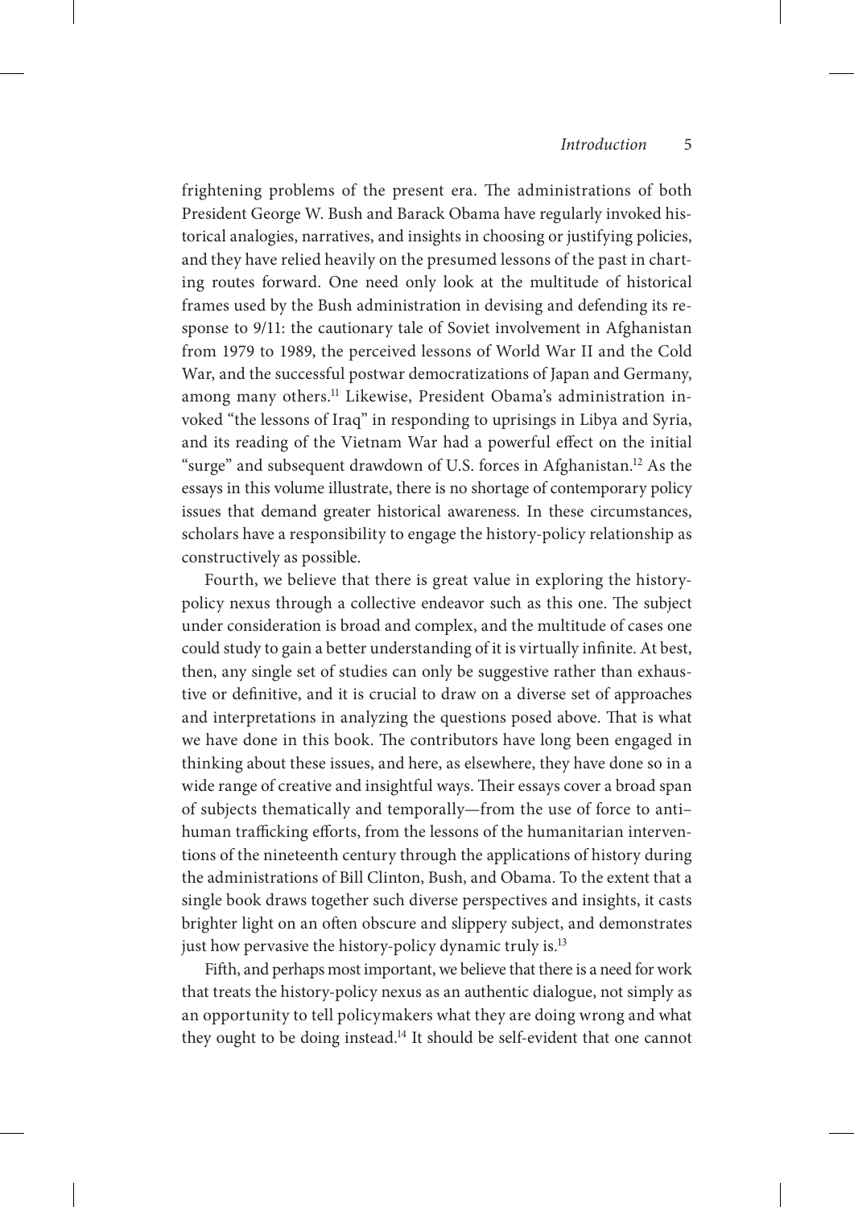frightening problems of the present era. The administrations of both President George W. Bush and Barack Obama have regularly invoked historical analogies, narratives, and insights in choosing or justifying policies, and they have relied heavily on the presumed lessons of the past in charting routes forward. One need only look at the multitude of historical frames used by the Bush administration in devising and defending its response to 9/11: the cautionary tale of Soviet involvement in Afghanistan from 1979 to 1989, the perceived lessons of World War II and the Cold War, and the successful postwar democratizations of Japan and Germany, among many others.[11] Likewise, President Obama's administration invoked "the lessons of Iraq" in responding to uprisings in Libya and Syria, and its reading of the Vietnam War had a powerful effect on the initial "surge" and subsequent drawdown of U.S. forces in Afghanistan.[12] As the essays in this volume illustrate, there is no shortage of contemporary policy issues that demand greater historical awareness. In these circumstances, scholars have a responsibility to engage the history-policy relationship as constructively as possible.

Fourth, we believe that there is great value in exploring the history-policy nexus through a collective endeavor such as this one. The subject under consideration is broad and complex, and the multitude of cases one could study to gain a better understanding of it is virtually infinite. At best, then, any single set of studies can only be suggestive rather than exhaustive or definitive, and it is crucial to draw on a diverse set of approaches and interpretations in analyzing the questions posed above. That is what we have done in this book. The contributors have long been engaged in thinking about these issues, and here, as elsewhere, they have done so in a wide range of creative and insightful ways. Their essays cover a broad span of subjects thematically and temporally—from the use of force to anti–human trafficking efforts, from the lessons of the humanitarian interventions of the nineteenth century through the applications of history during the administrations of Bill Clinton, Bush, and Obama. To the extent that a single book draws together such diverse perspectives and insights, it casts brighter light on an often obscure and slippery subject, and demonstrates just how pervasive the history-policy dynamic truly is.[13]

Fifth, and perhaps most important, we believe that there is a need for work that treats the history-policy nexus as an authentic dialogue, not simply as an opportunity to tell policymakers what they are doing wrong and what they ought to be doing instead.[14] It should be self-evident that one cannot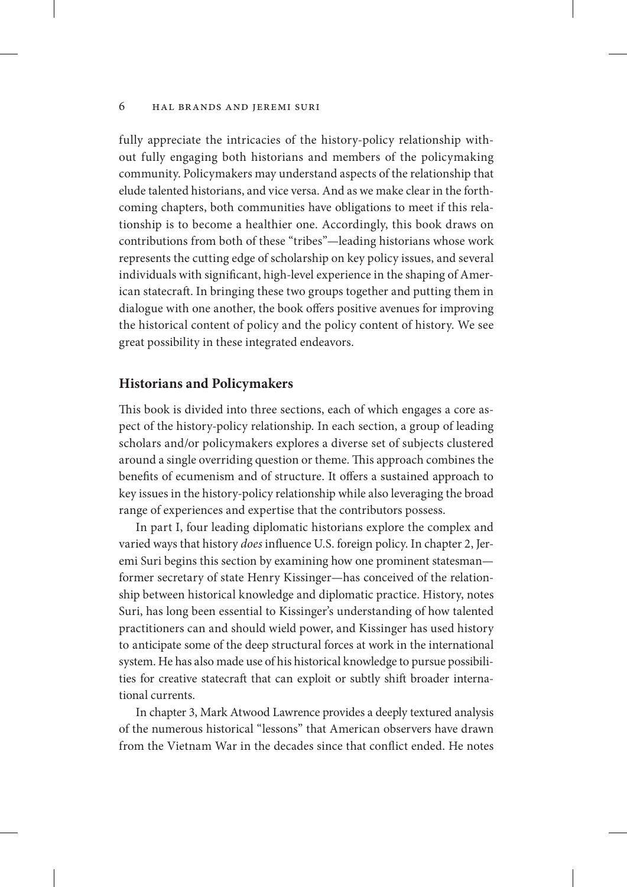fully appreciate the intricacies of the history-policy relationship without fully engaging both historians and members of the policymaking community. Policymakers may understand aspects of the relationship that elude talented historians, and vice versa. And as we make clear in the forthcoming chapters, both communities have obligations to meet if this relationship is to become a healthier one. Accordingly, this book draws on contributions from both of these "tribes"—leading historians whose work represents the cutting edge of scholarship on key policy issues, and several individuals with significant, high-level experience in the shaping of American statecraft. In bringing these two groups together and putting them in dialogue with one another, the book offers positive avenues for improving the historical content of policy and the policy content of history. We see great possibility in these integrated endeavors.

## Historians and Policymakers

This book is divided into three sections, each of which engages a core aspect of the history-policy relationship. In each section, a group of leading scholars and/or policymakers explores a diverse set of subjects clustered around a single overriding question or theme. This approach combines the benefits of ecumenism and of structure. It offers a sustained approach to key issues in the history-policy relationship while also leveraging the broad range of experiences and expertise that the contributors possess.

In part I, four leading diplomatic historians explore the complex and varied ways that history *does* influence U.S. foreign policy. In chapter 2, Jeremi Suri begins this section by examining how one prominent statesman—former secretary of state Henry Kissinger—has conceived of the relationship between historical knowledge and diplomatic practice. History, notes Suri, has long been essential to Kissinger's understanding of how talented practitioners can and should wield power, and Kissinger has used history to anticipate some of the deep structural forces at work in the international system. He has also made use of his historical knowledge to pursue possibilities for creative statecraft that can exploit or subtly shift broader international currents.

In chapter 3, Mark Atwood Lawrence provides a deeply textured analysis of the numerous historical "lessons" that American observers have drawn from the Vietnam War in the decades since that conflict ended. He notes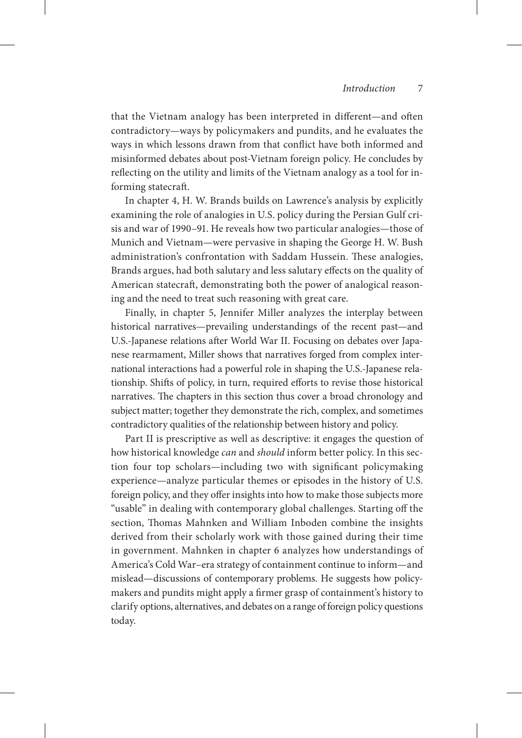that the Vietnam analogy has been interpreted in different—and often contradictory—ways by policymakers and pundits, and he evaluates the ways in which lessons drawn from that conflict have both informed and misinformed debates about post-Vietnam foreign policy. He concludes by reflecting on the utility and limits of the Vietnam analogy as a tool for informing statecraft.

In chapter 4, H. W. Brands builds on Lawrence's analysis by explicitly examining the role of analogies in U.S. policy during the Persian Gulf crisis and war of 1990–91. He reveals how two particular analogies—those of Munich and Vietnam—were pervasive in shaping the George H. W. Bush administration's confrontation with Saddam Hussein. These analogies, Brands argues, had both salutary and less salutary effects on the quality of American statecraft, demonstrating both the power of analogical reasoning and the need to treat such reasoning with great care.

Finally, in chapter 5, Jennifer Miller analyzes the interplay between historical narratives—prevailing understandings of the recent past—and U.S.-Japanese relations after World War II. Focusing on debates over Japanese rearmament, Miller shows that narratives forged from complex international interactions had a powerful role in shaping the U.S.-Japanese relationship. Shifts of policy, in turn, required efforts to revise those historical narratives. The chapters in this section thus cover a broad chronology and subject matter; together they demonstrate the rich, complex, and sometimes contradictory qualities of the relationship between history and policy.

Part II is prescriptive as well as descriptive: it engages the question of how historical knowledge *can* and *should* inform better policy. In this section four top scholars—including two with significant policymaking experience—analyze particular themes or episodes in the history of U.S. foreign policy, and they offer insights into how to make those subjects more "usable" in dealing with contemporary global challenges. Starting off the section, Thomas Mahnken and William Inboden combine the insights derived from their scholarly work with those gained during their time in government. Mahnken in chapter 6 analyzes how understandings of America's Cold War–era strategy of containment continue to inform—and mislead—discussions of contemporary problems. He suggests how policymakers and pundits might apply a firmer grasp of containment's history to clarify options, alternatives, and debates on a range of foreign policy questions today.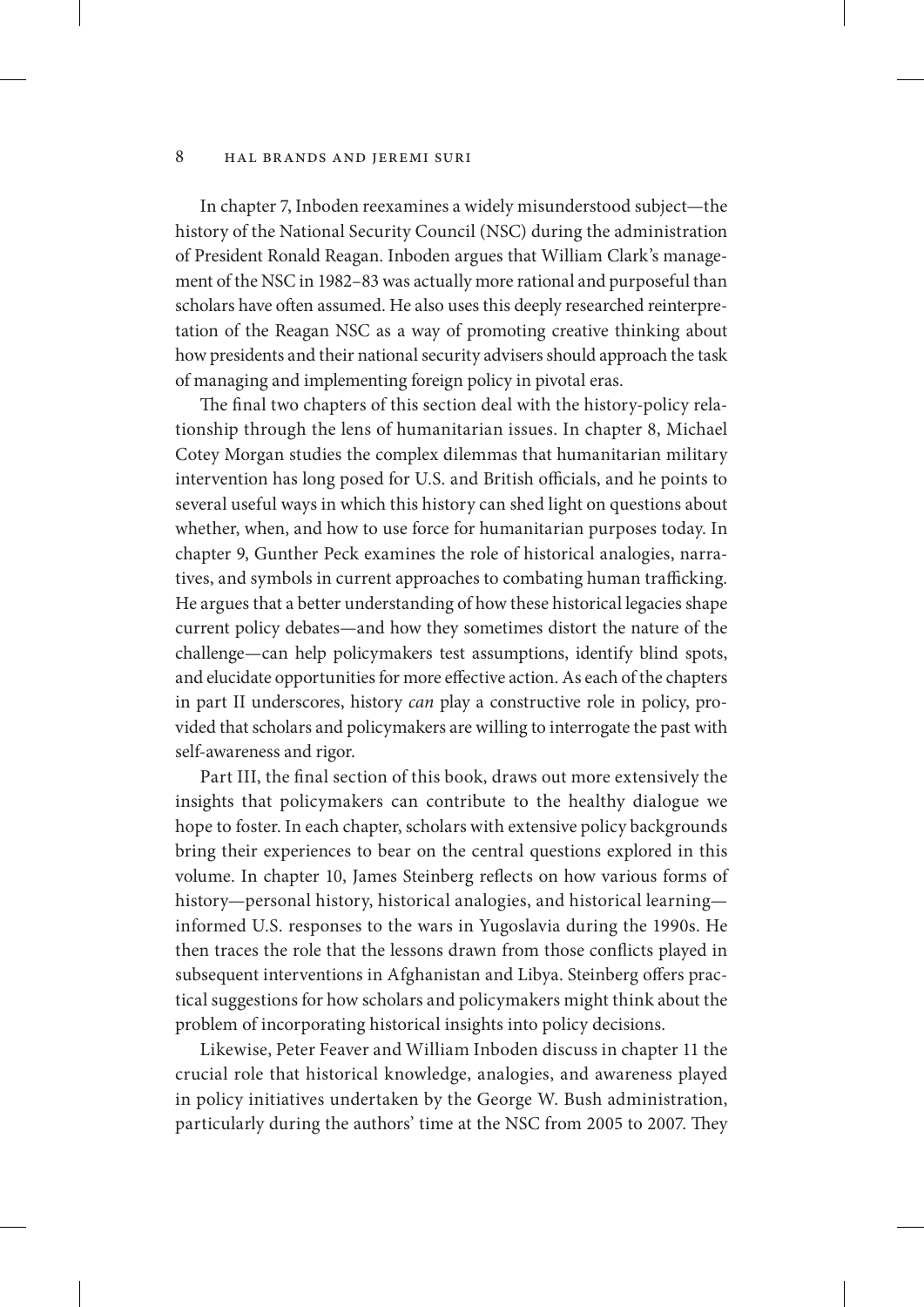In chapter 7, Inboden reexamines a widely misunderstood subject—the history of the National Security Council (NSC) during the administration of President Ronald Reagan. Inboden argues that William Clark's management of the NSC in 1982–83 was actually more rational and purposeful than scholars have often assumed. He also uses this deeply researched reinterpretation of the Reagan NSC as a way of promoting creative thinking about how presidents and their national security advisers should approach the task of managing and implementing foreign policy in pivotal eras.

The final two chapters of this section deal with the history-policy relationship through the lens of humanitarian issues. In chapter 8, Michael Cotey Morgan studies the complex dilemmas that humanitarian military intervention has long posed for U.S. and British officials, and he points to several useful ways in which this history can shed light on questions about whether, when, and how to use force for humanitarian purposes today. In chapter 9, Gunther Peck examines the role of historical analogies, narratives, and symbols in current approaches to combating human trafficking. He argues that a better understanding of how these historical legacies shape current policy debates—and how they sometimes distort the nature of the challenge—can help policymakers test assumptions, identify blind spots, and elucidate opportunities for more effective action. As each of the chapters in part II underscores, history *can* play a constructive role in policy, provided that scholars and policymakers are willing to interrogate the past with self-awareness and rigor.

Part III, the final section of this book, draws out more extensively the insights that policymakers can contribute to the healthy dialogue we hope to foster. In each chapter, scholars with extensive policy backgrounds bring their experiences to bear on the central questions explored in this volume. In chapter 10, James Steinberg reflects on how various forms of history—personal history, historical analogies, and historical learning—informed U.S. responses to the wars in Yugoslavia during the 1990s. He then traces the role that the lessons drawn from those conflicts played in subsequent interventions in Afghanistan and Libya. Steinberg offers practical suggestions for how scholars and policymakers might think about the problem of incorporating historical insights into policy decisions.

Likewise, Peter Feaver and William Inboden discuss in chapter 11 the crucial role that historical knowledge, analogies, and awareness played in policy initiatives undertaken by the George W. Bush administration, particularly during the authors' time at the NSC from 2005 to 2007. They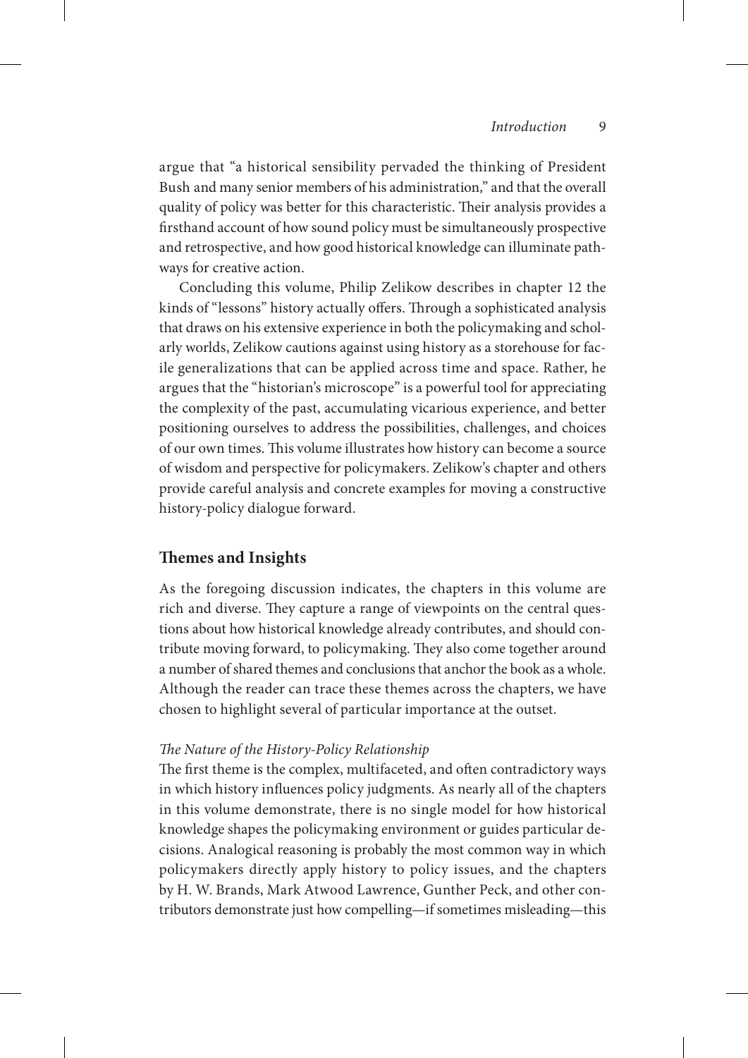argue that "a historical sensibility pervaded the thinking of President Bush and many senior members of his administration," and that the overall quality of policy was better for this characteristic. Their analysis provides a firsthand account of how sound policy must be simultaneously prospective and retrospective, and how good historical knowledge can illuminate pathways for creative action.

Concluding this volume, Philip Zelikow describes in chapter 12 the kinds of "lessons" history actually offers. Through a sophisticated analysis that draws on his extensive experience in both the policymaking and scholarly worlds, Zelikow cautions against using history as a storehouse for facile generalizations that can be applied across time and space. Rather, he argues that the "historian's microscope" is a powerful tool for appreciating the complexity of the past, accumulating vicarious experience, and better positioning ourselves to address the possibilities, challenges, and choices of our own times. This volume illustrates how history can become a source of wisdom and perspective for policymakers. Zelikow's chapter and others provide careful analysis and concrete examples for moving a constructive history-policy dialogue forward.

## Themes and Insights

As the foregoing discussion indicates, the chapters in this volume are rich and diverse. They capture a range of viewpoints on the central questions about how historical knowledge already contributes, and should contribute moving forward, to policymaking. They also come together around a number of shared themes and conclusions that anchor the book as a whole. Although the reader can trace these themes across the chapters, we have chosen to highlight several of particular importance at the outset.

### *The Nature of the History-Policy Relationship*

The first theme is the complex, multifaceted, and often contradictory ways in which history influences policy judgments. As nearly all of the chapters in this volume demonstrate, there is no single model for how historical knowledge shapes the policymaking environment or guides particular decisions. Analogical reasoning is probably the most common way in which policymakers directly apply history to policy issues, and the chapters by H. W. Brands, Mark Atwood Lawrence, Gunther Peck, and other contributors demonstrate just how compelling—if sometimes misleading—this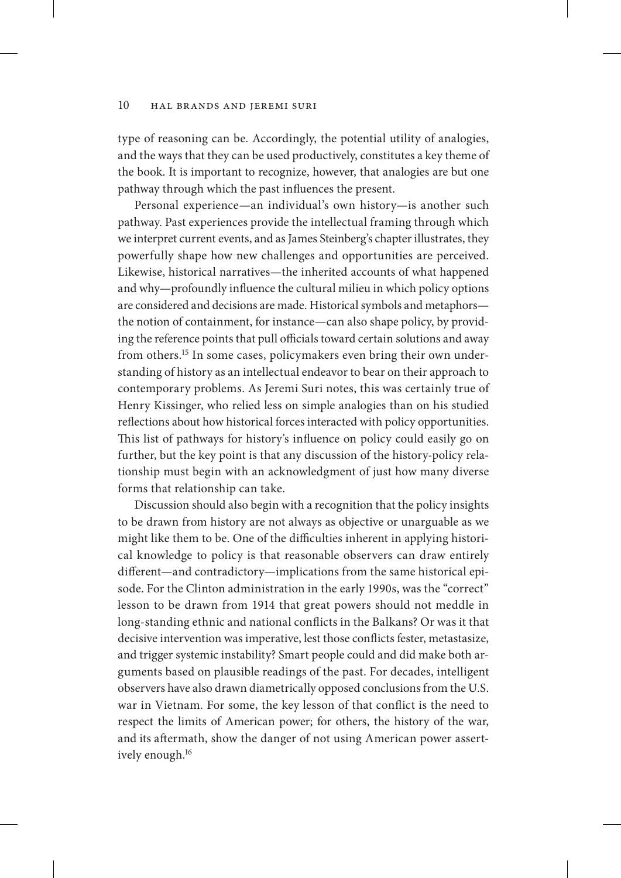type of reasoning can be. Accordingly, the potential utility of analogies, and the ways that they can be used productively, constitutes a key theme of the book. It is important to recognize, however, that analogies are but one pathway through which the past influences the present.

Personal experience—an individual's own history—is another such pathway. Past experiences provide the intellectual framing through which we interpret current events, and as James Steinberg's chapter illustrates, they powerfully shape how new challenges and opportunities are perceived. Likewise, historical narratives—the inherited accounts of what happened and why—profoundly influence the cultural milieu in which policy options are considered and decisions are made. Historical symbols and metaphors—the notion of containment, for instance—can also shape policy, by providing the reference points that pull officials toward certain solutions and away from others.[15] In some cases, policymakers even bring their own understanding of history as an intellectual endeavor to bear on their approach to contemporary problems. As Jeremi Suri notes, this was certainly true of Henry Kissinger, who relied less on simple analogies than on his studied reflections about how historical forces interacted with policy opportunities. This list of pathways for history's influence on policy could easily go on further, but the key point is that any discussion of the history-policy relationship must begin with an acknowledgment of just how many diverse forms that relationship can take.

Discussion should also begin with a recognition that the policy insights to be drawn from history are not always as objective or unarguable as we might like them to be. One of the difficulties inherent in applying historical knowledge to policy is that reasonable observers can draw entirely different—and contradictory—implications from the same historical episode. For the Clinton administration in the early 1990s, was the "correct" lesson to be drawn from 1914 that great powers should not meddle in long-standing ethnic and national conflicts in the Balkans? Or was it that decisive intervention was imperative, lest those conflicts fester, metastasize, and trigger systemic instability? Smart people could and did make both arguments based on plausible readings of the past. For decades, intelligent observers have also drawn diametrically opposed conclusions from the U.S. war in Vietnam. For some, the key lesson of that conflict is the need to respect the limits of American power; for others, the history of the war, and its aftermath, show the danger of not using American power assertively enough.[16]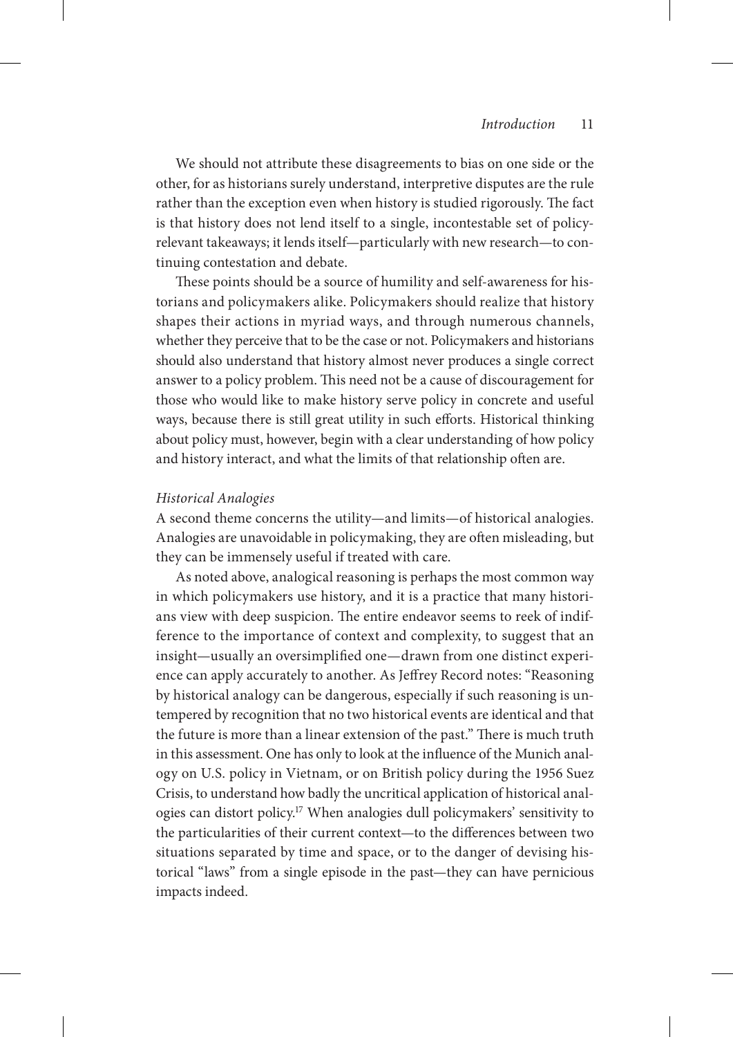We should not attribute these disagreements to bias on one side or the other, for as historians surely understand, interpretive disputes are the rule rather than the exception even when history is studied rigorously. The fact is that history does not lend itself to a single, incontestable set of policy-relevant takeaways; it lends itself—particularly with new research—to continuing contestation and debate.

These points should be a source of humility and self-awareness for historians and policymakers alike. Policymakers should realize that history shapes their actions in myriad ways, and through numerous channels, whether they perceive that to be the case or not. Policymakers and historians should also understand that history almost never produces a single correct answer to a policy problem. This need not be a cause of discouragement for those who would like to make history serve policy in concrete and useful ways, because there is still great utility in such efforts. Historical thinking about policy must, however, begin with a clear understanding of how policy and history interact, and what the limits of that relationship often are.

### *Historical Analogies*

A second theme concerns the utility—and limits—of historical analogies. Analogies are unavoidable in policymaking, they are often misleading, but they can be immensely useful if treated with care.

As noted above, analogical reasoning is perhaps the most common way in which policymakers use history, and it is a practice that many historians view with deep suspicion. The entire endeavor seems to reek of indifference to the importance of context and complexity, to suggest that an insight—usually an oversimplified one—drawn from one distinct experience can apply accurately to another. As Jeffrey Record notes: "Reasoning by historical analogy can be dangerous, especially if such reasoning is untempered by recognition that no two historical events are identical and that the future is more than a linear extension of the past." There is much truth in this assessment. One has only to look at the influence of the Munich analogy on U.S. policy in Vietnam, or on British policy during the 1956 Suez Crisis, to understand how badly the uncritical application of historical analogies can distort policy.[17] When analogies dull policymakers' sensitivity to the particularities of their current context—to the differences between two situations separated by time and space, or to the danger of devising historical "laws" from a single episode in the past—they can have pernicious impacts indeed.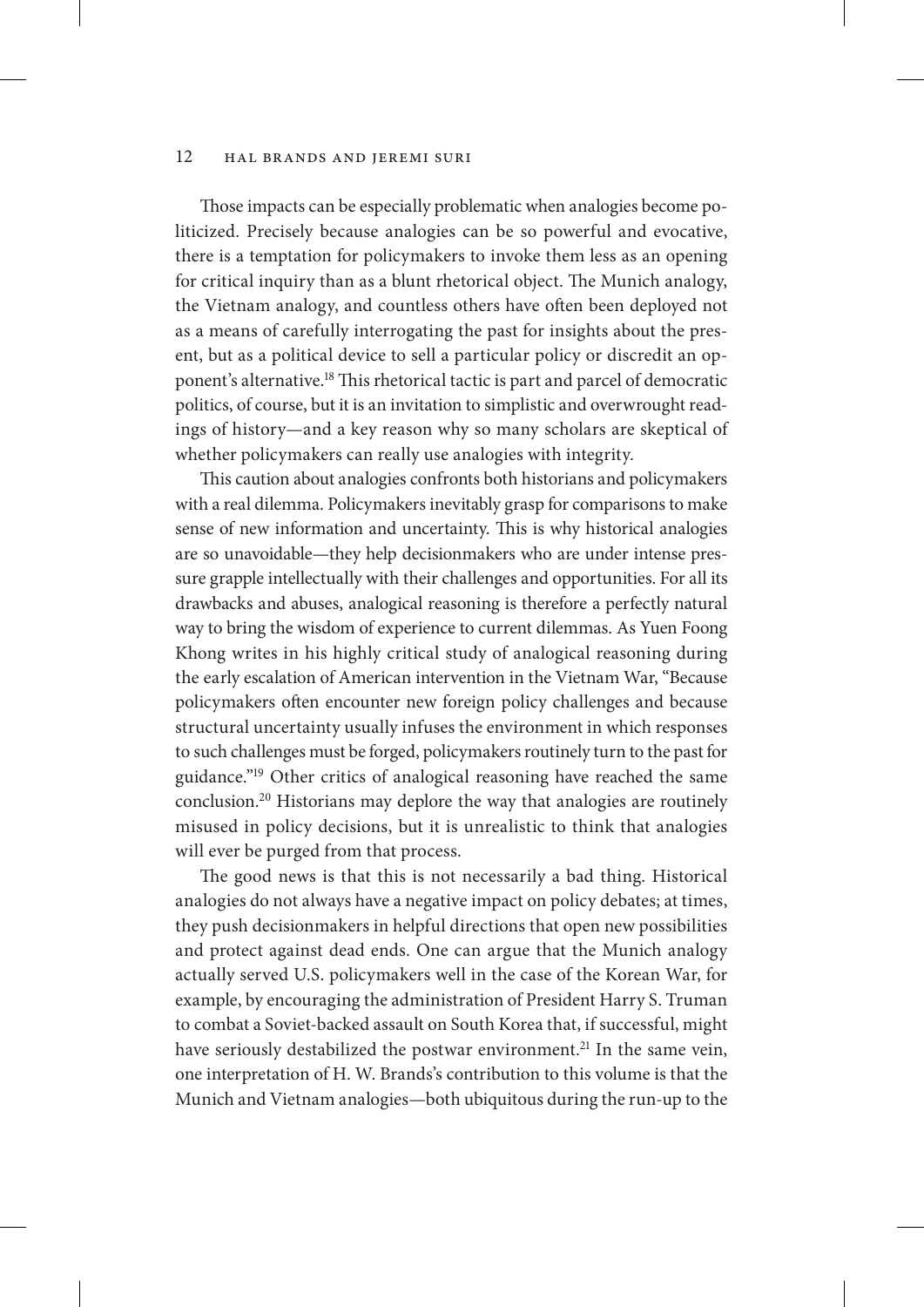Those impacts can be especially problematic when analogies become politicized. Precisely because analogies can be so powerful and evocative, there is a temptation for policymakers to invoke them less as an opening for critical inquiry than as a blunt rhetorical object. The Munich analogy, the Vietnam analogy, and countless others have often been deployed not as a means of carefully interrogating the past for insights about the present, but as a political device to sell a particular policy or discredit an opponent's alternative.[18] This rhetorical tactic is part and parcel of democratic politics, of course, but it is an invitation to simplistic and overwrought readings of history—and a key reason why so many scholars are skeptical of whether policymakers can really use analogies with integrity.

This caution about analogies confronts both historians and policymakers with a real dilemma. Policymakers inevitably grasp for comparisons to make sense of new information and uncertainty. This is why historical analogies are so unavoidable—they help decisionmakers who are under intense pressure grapple intellectually with their challenges and opportunities. For all its drawbacks and abuses, analogical reasoning is therefore a perfectly natural way to bring the wisdom of experience to current dilemmas. As Yuen Foong Khong writes in his highly critical study of analogical reasoning during the early escalation of American intervention in the Vietnam War, "Because policymakers often encounter new foreign policy challenges and because structural uncertainty usually infuses the environment in which responses to such challenges must be forged, policymakers routinely turn to the past for guidance."[19] Other critics of analogical reasoning have reached the same conclusion.[20] Historians may deplore the way that analogies are routinely misused in policy decisions, but it is unrealistic to think that analogies will ever be purged from that process.

The good news is that this is not necessarily a bad thing. Historical analogies do not always have a negative impact on policy debates; at times, they push decisionmakers in helpful directions that open new possibilities and protect against dead ends. One can argue that the Munich analogy actually served U.S. policymakers well in the case of the Korean War, for example, by encouraging the administration of President Harry S. Truman to combat a Soviet-backed assault on South Korea that, if successful, might have seriously destabilized the postwar environment.[21] In the same vein, one interpretation of H. W. Brands's contribution to this volume is that the Munich and Vietnam analogies—both ubiquitous during the run-up to the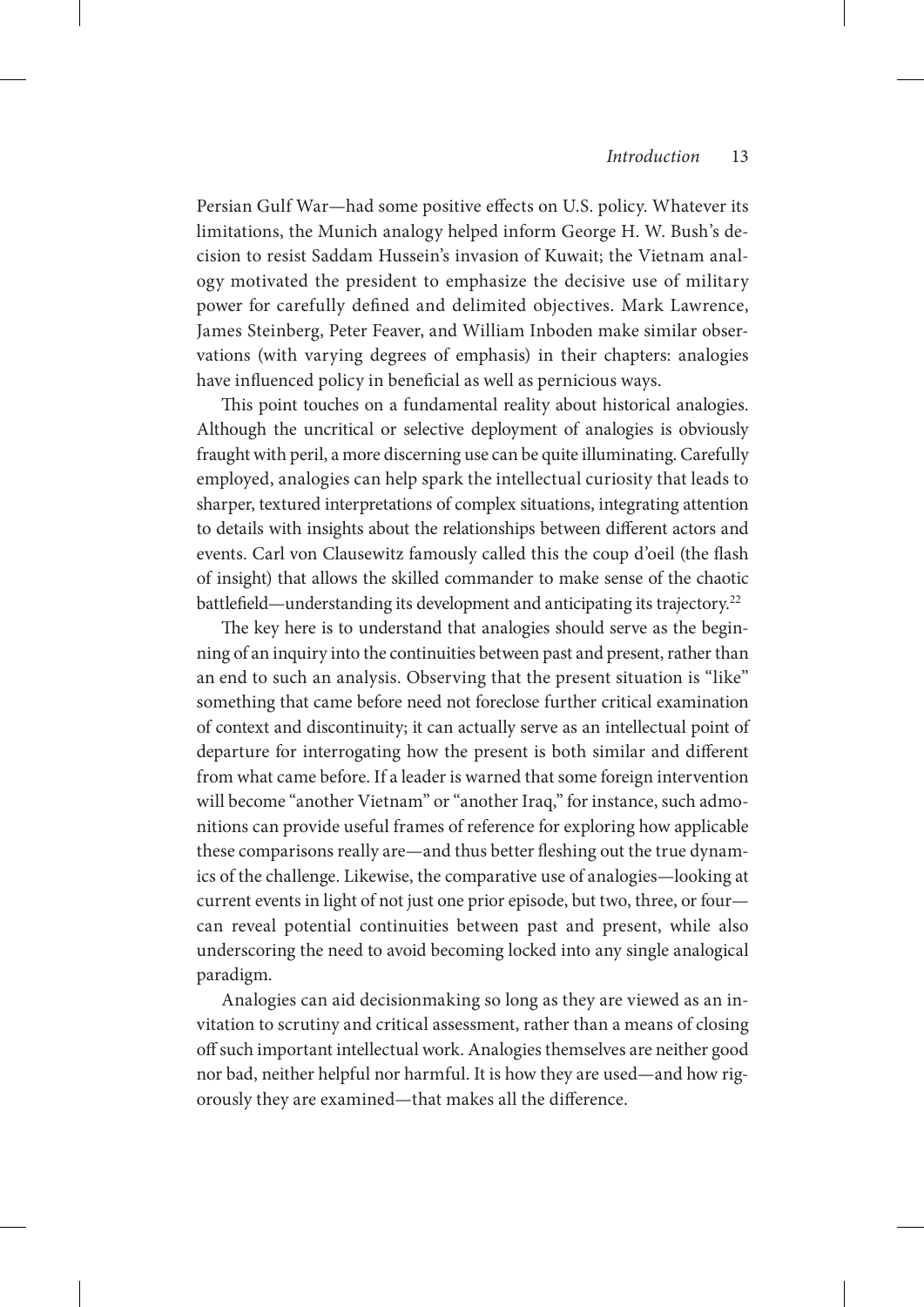Persian Gulf War—had some positive effects on U.S. policy. Whatever its limitations, the Munich analogy helped inform George H. W. Bush's decision to resist Saddam Hussein's invasion of Kuwait; the Vietnam analogy motivated the president to emphasize the decisive use of military power for carefully defined and delimited objectives. Mark Lawrence, James Steinberg, Peter Feaver, and William Inboden make similar observations (with varying degrees of emphasis) in their chapters: analogies have influenced policy in beneficial as well as pernicious ways.

This point touches on a fundamental reality about historical analogies. Although the uncritical or selective deployment of analogies is obviously fraught with peril, a more discerning use can be quite illuminating. Carefully employed, analogies can help spark the intellectual curiosity that leads to sharper, textured interpretations of complex situations, integrating attention to details with insights about the relationships between different actors and events. Carl von Clausewitz famously called this the coup d'oeil (the flash of insight) that allows the skilled commander to make sense of the chaotic battlefield—understanding its development and anticipating its trajectory.[22]

The key here is to understand that analogies should serve as the beginning of an inquiry into the continuities between past and present, rather than an end to such an analysis. Observing that the present situation is "like" something that came before need not foreclose further critical examination of context and discontinuity; it can actually serve as an intellectual point of departure for interrogating how the present is both similar and different from what came before. If a leader is warned that some foreign intervention will become "another Vietnam" or "another Iraq," for instance, such admonitions can provide useful frames of reference for exploring how applicable these comparisons really are—and thus better fleshing out the true dynamics of the challenge. Likewise, the comparative use of analogies—looking at current events in light of not just one prior episode, but two, three, or four—can reveal potential continuities between past and present, while also underscoring the need to avoid becoming locked into any single analogical paradigm.

Analogies can aid decisionmaking so long as they are viewed as an invitation to scrutiny and critical assessment, rather than a means of closing off such important intellectual work. Analogies themselves are neither good nor bad, neither helpful nor harmful. It is how they are used—and how rigorously they are examined—that makes all the difference.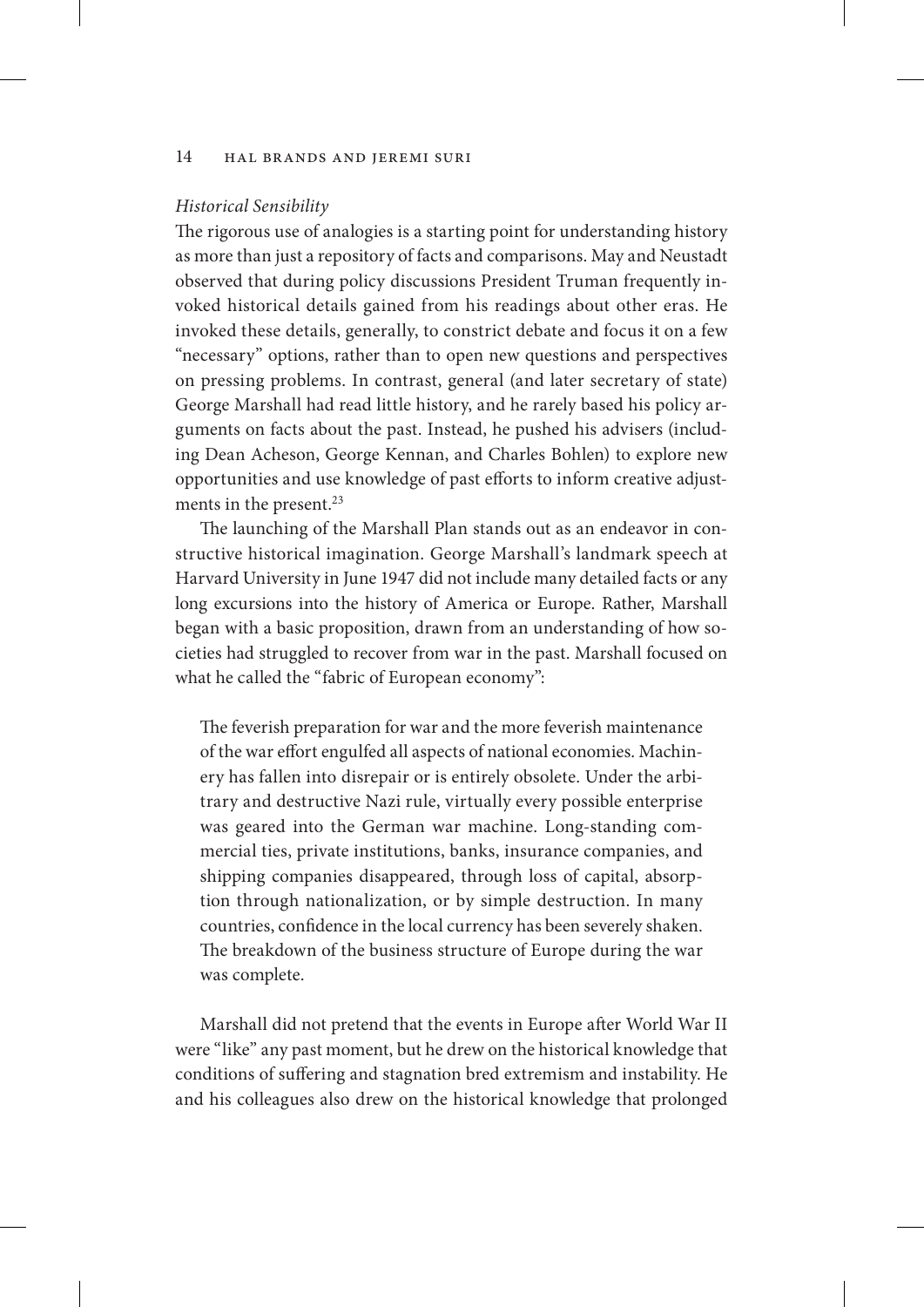*Historical Sensibility*

The rigorous use of analogies is a starting point for understanding history as more than just a repository of facts and comparisons. May and Neustadt observed that during policy discussions President Truman frequently invoked historical details gained from his readings about other eras. He invoked these details, generally, to constrict debate and focus it on a few "necessary" options, rather than to open new questions and perspectives on pressing problems. In contrast, general (and later secretary of state) George Marshall had read little history, and he rarely based his policy arguments on facts about the past. Instead, he pushed his advisers (including Dean Acheson, George Kennan, and Charles Bohlen) to explore new opportunities and use knowledge of past efforts to inform creative adjustments in the present.[23]

The launching of the Marshall Plan stands out as an endeavor in constructive historical imagination. George Marshall's landmark speech at Harvard University in June 1947 did not include many detailed facts or any long excursions into the history of America or Europe. Rather, Marshall began with a basic proposition, drawn from an understanding of how societies had struggled to recover from war in the past. Marshall focused on what he called the "fabric of European economy":

> The feverish preparation for war and the more feverish maintenance of the war effort engulfed all aspects of national economies. Machinery has fallen into disrepair or is entirely obsolete. Under the arbitrary and destructive Nazi rule, virtually every possible enterprise was geared into the German war machine. Long-standing commercial ties, private institutions, banks, insurance companies, and shipping companies disappeared, through loss of capital, absorption through nationalization, or by simple destruction. In many countries, confidence in the local currency has been severely shaken. The breakdown of the business structure of Europe during the war was complete.

Marshall did not pretend that the events in Europe after World War II were "like" any past moment, but he drew on the historical knowledge that conditions of suffering and stagnation bred extremism and instability. He and his colleagues also drew on the historical knowledge that prolonged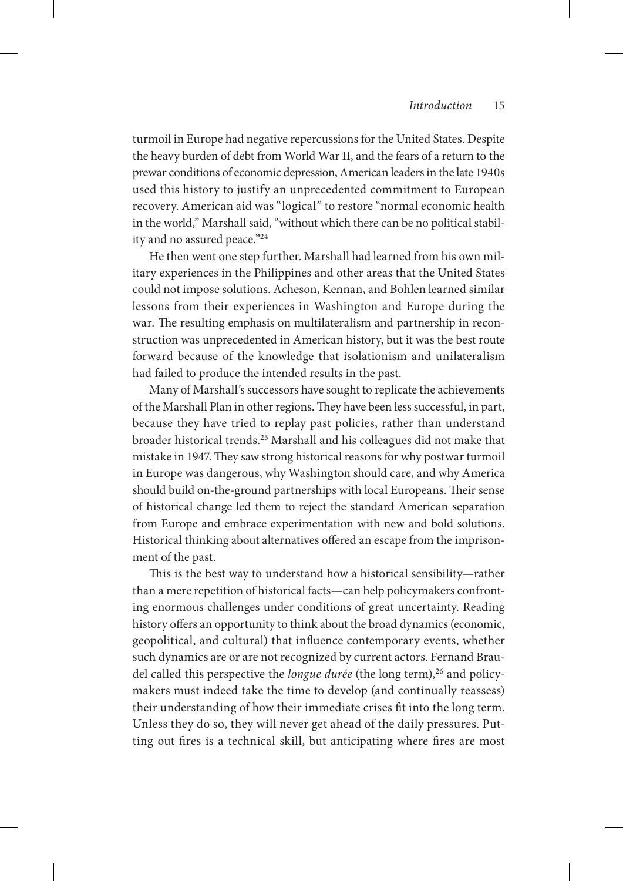turmoil in Europe had negative repercussions for the United States. Despite the heavy burden of debt from World War II, and the fears of a return to the prewar conditions of economic depression, American leaders in the late 1940s used this history to justify an unprecedented commitment to European recovery. American aid was "logical" to restore "normal economic health in the world," Marshall said, "without which there can be no political stability and no assured peace."[24]

He then went one step further. Marshall had learned from his own military experiences in the Philippines and other areas that the United States could not impose solutions. Acheson, Kennan, and Bohlen learned similar lessons from their experiences in Washington and Europe during the war. The resulting emphasis on multilateralism and partnership in reconstruction was unprecedented in American history, but it was the best route forward because of the knowledge that isolationism and unilateralism had failed to produce the intended results in the past.

Many of Marshall's successors have sought to replicate the achievements of the Marshall Plan in other regions. They have been less successful, in part, because they have tried to replay past policies, rather than understand broader historical trends.[25] Marshall and his colleagues did not make that mistake in 1947. They saw strong historical reasons for why postwar turmoil in Europe was dangerous, why Washington should care, and why America should build on-the-ground partnerships with local Europeans. Their sense of historical change led them to reject the standard American separation from Europe and embrace experimentation with new and bold solutions. Historical thinking about alternatives offered an escape from the imprisonment of the past.

This is the best way to understand how a historical sensibility—rather than a mere repetition of historical facts—can help policymakers confronting enormous challenges under conditions of great uncertainty. Reading history offers an opportunity to think about the broad dynamics (economic, geopolitical, and cultural) that influence contemporary events, whether such dynamics are or are not recognized by current actors. Fernand Braudel called this perspective the *longue durée* (the long term),[26] and policymakers must indeed take the time to develop (and continually reassess) their understanding of how their immediate crises fit into the long term. Unless they do so, they will never get ahead of the daily pressures. Putting out fires is a technical skill, but anticipating where fires are most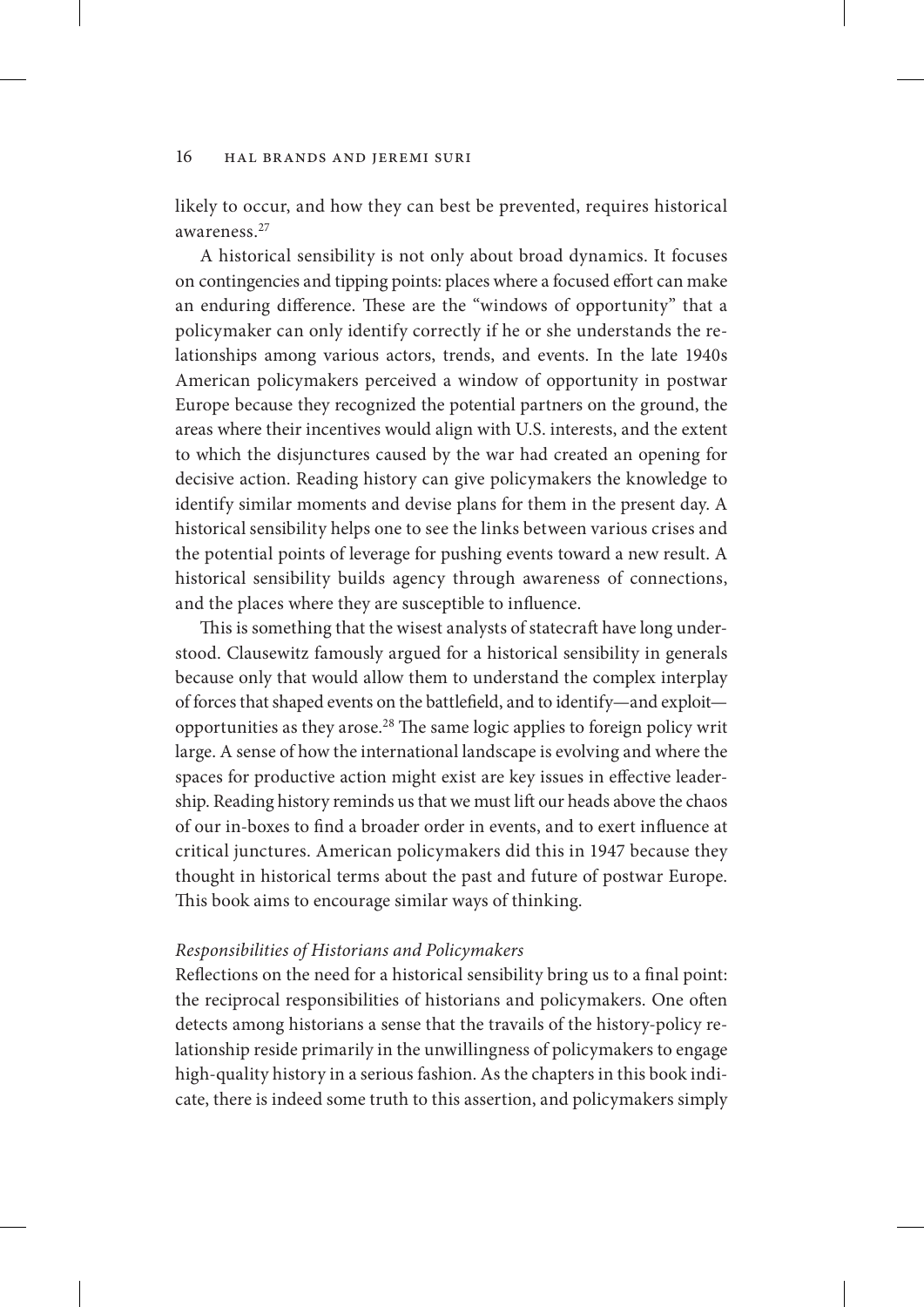likely to occur, and how they can best be prevented, requires historical awareness.[27]

A historical sensibility is not only about broad dynamics. It focuses on contingencies and tipping points: places where a focused effort can make an enduring difference. These are the "windows of opportunity" that a policymaker can only identify correctly if he or she understands the relationships among various actors, trends, and events. In the late 1940s American policymakers perceived a window of opportunity in postwar Europe because they recognized the potential partners on the ground, the areas where their incentives would align with U.S. interests, and the extent to which the disjunctures caused by the war had created an opening for decisive action. Reading history can give policymakers the knowledge to identify similar moments and devise plans for them in the present day. A historical sensibility helps one to see the links between various crises and the potential points of leverage for pushing events toward a new result. A historical sensibility builds agency through awareness of connections, and the places where they are susceptible to influence.

This is something that the wisest analysts of statecraft have long understood. Clausewitz famously argued for a historical sensibility in generals because only that would allow them to understand the complex interplay of forces that shaped events on the battlefield, and to identify—and exploit—opportunities as they arose.[28] The same logic applies to foreign policy writ large. A sense of how the international landscape is evolving and where the spaces for productive action might exist are key issues in effective leadership. Reading history reminds us that we must lift our heads above the chaos of our in-boxes to find a broader order in events, and to exert influence at critical junctures. American policymakers did this in 1947 because they thought in historical terms about the past and future of postwar Europe. This book aims to encourage similar ways of thinking.

### *Responsibilities of Historians and Policymakers*

Reflections on the need for a historical sensibility bring us to a final point: the reciprocal responsibilities of historians and policymakers. One often detects among historians a sense that the travails of the history-policy relationship reside primarily in the unwillingness of policymakers to engage high-quality history in a serious fashion. As the chapters in this book indicate, there is indeed some truth to this assertion, and policymakers simply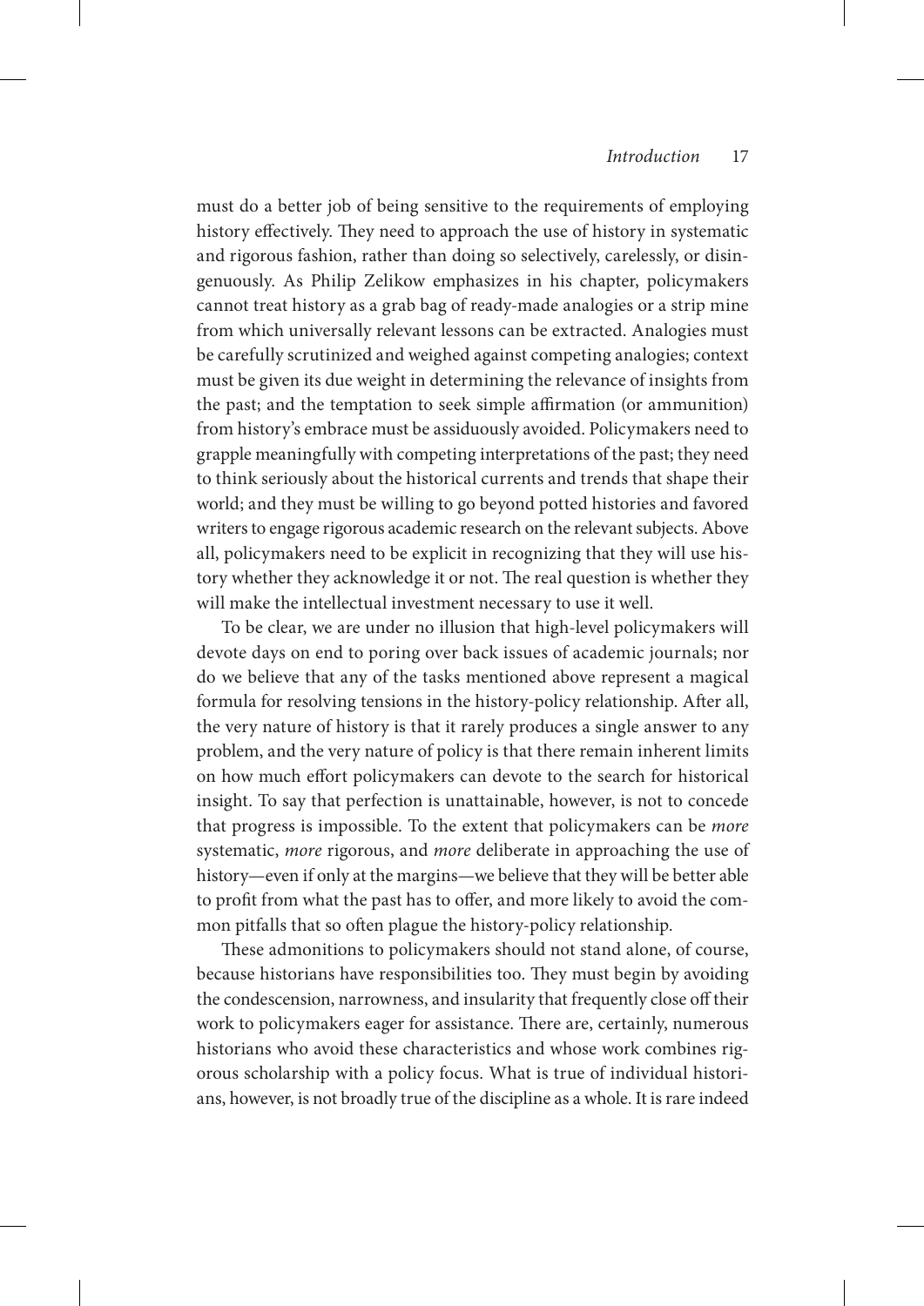must do a better job of being sensitive to the requirements of employing history effectively. They need to approach the use of history in systematic and rigorous fashion, rather than doing so selectively, carelessly, or disingenuously. As Philip Zelikow emphasizes in his chapter, policymakers cannot treat history as a grab bag of ready-made analogies or a strip mine from which universally relevant lessons can be extracted. Analogies must be carefully scrutinized and weighed against competing analogies; context must be given its due weight in determining the relevance of insights from the past; and the temptation to seek simple affirmation (or ammunition) from history's embrace must be assiduously avoided. Policymakers need to grapple meaningfully with competing interpretations of the past; they need to think seriously about the historical currents and trends that shape their world; and they must be willing to go beyond potted histories and favored writers to engage rigorous academic research on the relevant subjects. Above all, policymakers need to be explicit in recognizing that they will use history whether they acknowledge it or not. The real question is whether they will make the intellectual investment necessary to use it well.

To be clear, we are under no illusion that high-level policymakers will devote days on end to poring over back issues of academic journals; nor do we believe that any of the tasks mentioned above represent a magical formula for resolving tensions in the history-policy relationship. After all, the very nature of history is that it rarely produces a single answer to any problem, and the very nature of policy is that there remain inherent limits on how much effort policymakers can devote to the search for historical insight. To say that perfection is unattainable, however, is not to concede that progress is impossible. To the extent that policymakers can be *more* systematic, *more* rigorous, and *more* deliberate in approaching the use of history—even if only at the margins—we believe that they will be better able to profit from what the past has to offer, and more likely to avoid the common pitfalls that so often plague the history-policy relationship.

These admonitions to policymakers should not stand alone, of course, because historians have responsibilities too. They must begin by avoiding the condescension, narrowness, and insularity that frequently close off their work to policymakers eager for assistance. There are, certainly, numerous historians who avoid these characteristics and whose work combines rigorous scholarship with a policy focus. What is true of individual historians, however, is not broadly true of the discipline as a whole. It is rare indeed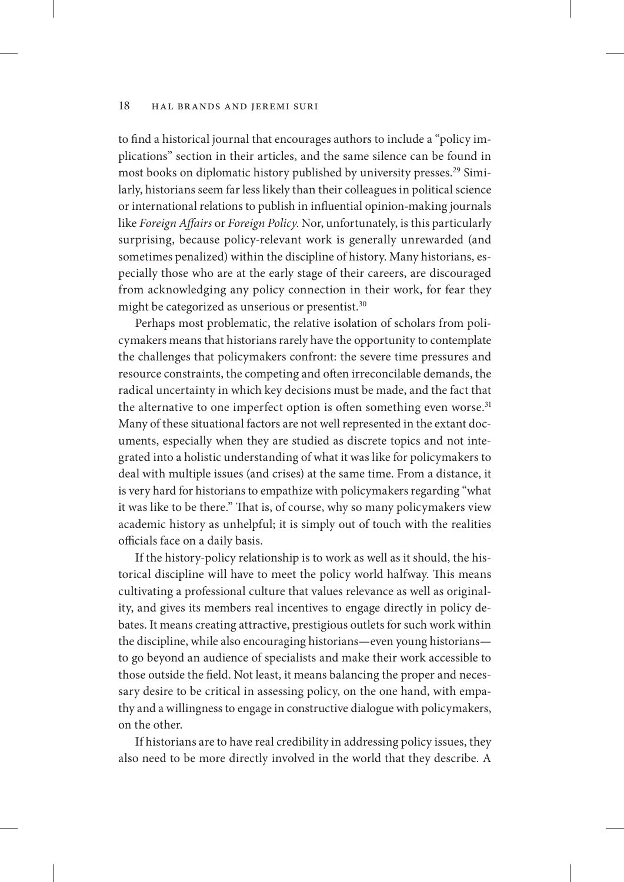to find a historical journal that encourages authors to include a "policy implications" section in their articles, and the same silence can be found in most books on diplomatic history published by university presses.[29] Similarly, historians seem far less likely than their colleagues in political science or international relations to publish in influential opinion-making journals like *Foreign Affairs* or *Foreign Policy*. Nor, unfortunately, is this particularly surprising, because policy-relevant work is generally unrewarded (and sometimes penalized) within the discipline of history. Many historians, especially those who are at the early stage of their careers, are discouraged from acknowledging any policy connection in their work, for fear they might be categorized as unserious or presentist.[30]

Perhaps most problematic, the relative isolation of scholars from policymakers means that historians rarely have the opportunity to contemplate the challenges that policymakers confront: the severe time pressures and resource constraints, the competing and often irreconcilable demands, the radical uncertainty in which key decisions must be made, and the fact that the alternative to one imperfect option is often something even worse.[31] Many of these situational factors are not well represented in the extant documents, especially when they are studied as discrete topics and not integrated into a holistic understanding of what it was like for policymakers to deal with multiple issues (and crises) at the same time. From a distance, it is very hard for historians to empathize with policymakers regarding "what it was like to be there." That is, of course, why so many policymakers view academic history as unhelpful; it is simply out of touch with the realities officials face on a daily basis.

If the history-policy relationship is to work as well as it should, the historical discipline will have to meet the policy world halfway. This means cultivating a professional culture that values relevance as well as originality, and gives its members real incentives to engage directly in policy debates. It means creating attractive, prestigious outlets for such work within the discipline, while also encouraging historians—even young historians—to go beyond an audience of specialists and make their work accessible to those outside the field. Not least, it means balancing the proper and necessary desire to be critical in assessing policy, on the one hand, with empathy and a willingness to engage in constructive dialogue with policymakers, on the other.

If historians are to have real credibility in addressing policy issues, they also need to be more directly involved in the world that they describe. A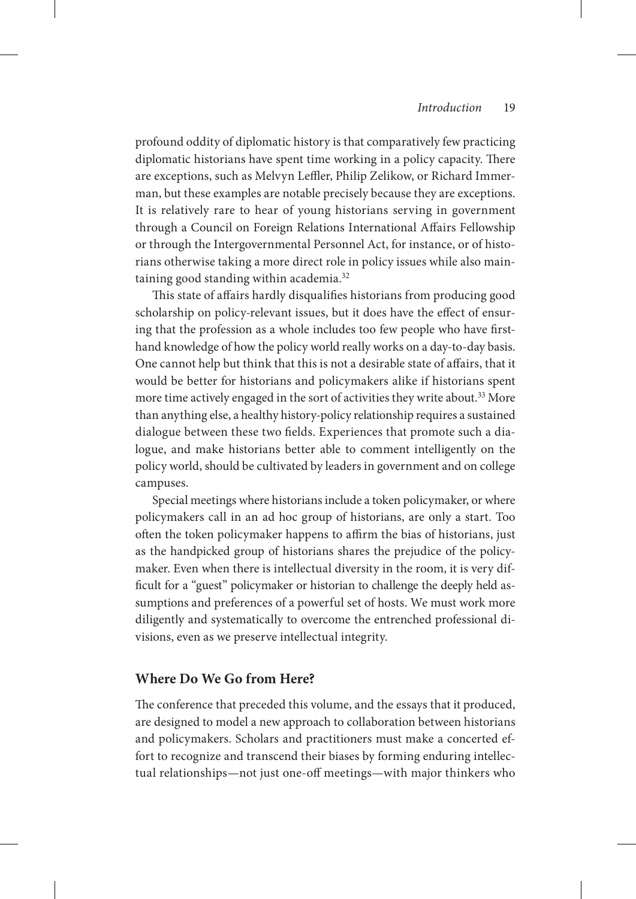profound oddity of diplomatic history is that comparatively few practicing diplomatic historians have spent time working in a policy capacity. There are exceptions, such as Melvyn Leffler, Philip Zelikow, or Richard Immerman, but these examples are notable precisely because they are exceptions. It is relatively rare to hear of young historians serving in government through a Council on Foreign Relations International Affairs Fellowship or through the Intergovernmental Personnel Act, for instance, or of historians otherwise taking a more direct role in policy issues while also maintaining good standing within academia.[32]

This state of affairs hardly disqualifies historians from producing good scholarship on policy-relevant issues, but it does have the effect of ensuring that the profession as a whole includes too few people who have firsthand knowledge of how the policy world really works on a day-to-day basis. One cannot help but think that this is not a desirable state of affairs, that it would be better for historians and policymakers alike if historians spent more time actively engaged in the sort of activities they write about.[33] More than anything else, a healthy history-policy relationship requires a sustained dialogue between these two fields. Experiences that promote such a dialogue, and make historians better able to comment intelligently on the policy world, should be cultivated by leaders in government and on college campuses.

Special meetings where historians include a token policymaker, or where policymakers call in an ad hoc group of historians, are only a start. Too often the token policymaker happens to affirm the bias of historians, just as the handpicked group of historians shares the prejudice of the policymaker. Even when there is intellectual diversity in the room, it is very difficult for a "guest" policymaker or historian to challenge the deeply held assumptions and preferences of a powerful set of hosts. We must work more diligently and systematically to overcome the entrenched professional divisions, even as we preserve intellectual integrity.

## Where Do We Go from Here?

The conference that preceded this volume, and the essays that it produced, are designed to model a new approach to collaboration between historians and policymakers. Scholars and practitioners must make a concerted effort to recognize and transcend their biases by forming enduring intellectual relationships—not just one-off meetings—with major thinkers who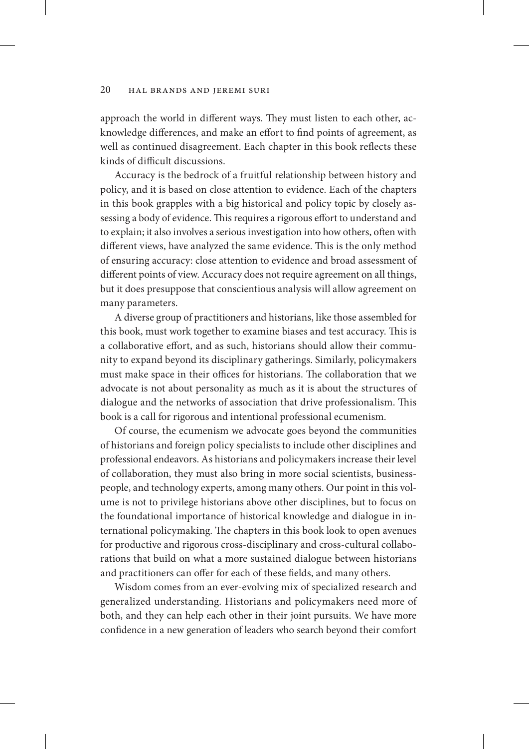approach the world in different ways. They must listen to each other, acknowledge differences, and make an effort to find points of agreement, as well as continued disagreement. Each chapter in this book reflects these kinds of difficult discussions.

Accuracy is the bedrock of a fruitful relationship between history and policy, and it is based on close attention to evidence. Each of the chapters in this book grapples with a big historical and policy topic by closely assessing a body of evidence. This requires a rigorous effort to understand and to explain; it also involves a serious investigation into how others, often with different views, have analyzed the same evidence. This is the only method of ensuring accuracy: close attention to evidence and broad assessment of different points of view. Accuracy does not require agreement on all things, but it does presuppose that conscientious analysis will allow agreement on many parameters.

A diverse group of practitioners and historians, like those assembled for this book, must work together to examine biases and test accuracy. This is a collaborative effort, and as such, historians should allow their community to expand beyond its disciplinary gatherings. Similarly, policymakers must make space in their offices for historians. The collaboration that we advocate is not about personality as much as it is about the structures of dialogue and the networks of association that drive professionalism. This book is a call for rigorous and intentional professional ecumenism.

Of course, the ecumenism we advocate goes beyond the communities of historians and foreign policy specialists to include other disciplines and professional endeavors. As historians and policymakers increase their level of collaboration, they must also bring in more social scientists, businesspeople, and technology experts, among many others. Our point in this volume is not to privilege historians above other disciplines, but to focus on the foundational importance of historical knowledge and dialogue in international policymaking. The chapters in this book look to open avenues for productive and rigorous cross-disciplinary and cross-cultural collaborations that build on what a more sustained dialogue between historians and practitioners can offer for each of these fields, and many others.

Wisdom comes from an ever-evolving mix of specialized research and generalized understanding. Historians and policymakers need more of both, and they can help each other in their joint pursuits. We have more confidence in a new generation of leaders who search beyond their comfort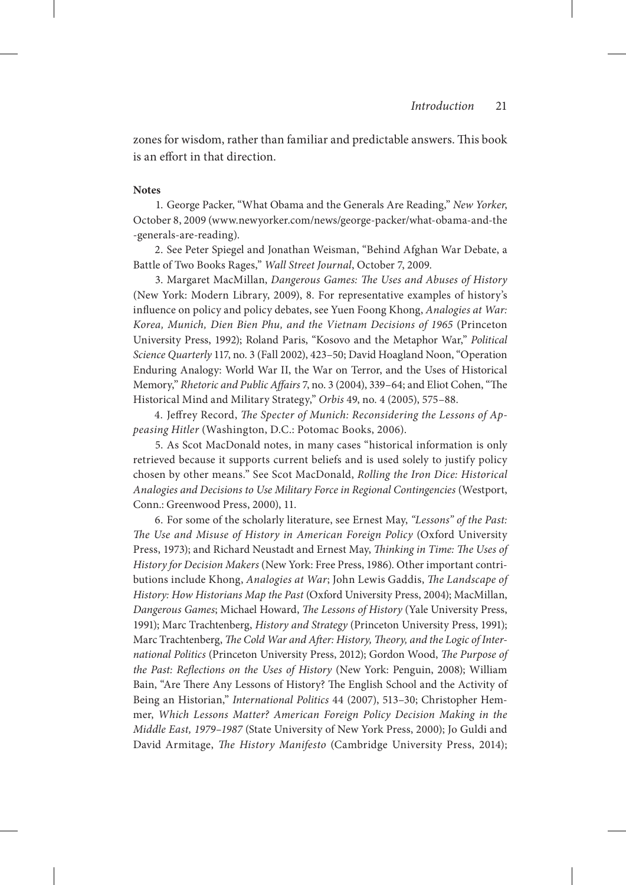zones for wisdom, rather than familiar and predictable answers. This book is an effort in that direction.

**Notes**

1. George Packer, "What Obama and the Generals Are Reading," *New Yorker*, October 8, 2009 (www.newyorker.com/news/george-packer/what-obama-and-the-generals-are-reading).

2. See Peter Spiegel and Jonathan Weisman, "Behind Afghan War Debate, a Battle of Two Books Rages," *Wall Street Journal*, October 7, 2009.

3. Margaret MacMillan, *Dangerous Games: The Uses and Abuses of History* (New York: Modern Library, 2009), 8. For representative examples of history's influence on policy and policy debates, see Yuen Foong Khong, *Analogies at War: Korea, Munich, Dien Bien Phu, and the Vietnam Decisions of 1965* (Princeton University Press, 1992); Roland Paris, "Kosovo and the Metaphor War," *Political Science Quarterly* 117, no. 3 (Fall 2002), 423–50; David Hoagland Noon, "Operation Enduring Analogy: World War II, the War on Terror, and the Uses of Historical Memory," *Rhetoric and Public Affairs* 7, no. 3 (2004), 339–64; and Eliot Cohen, "The Historical Mind and Military Strategy," *Orbis* 49, no. 4 (2005), 575–88.

4. Jeffrey Record, *The Specter of Munich: Reconsidering the Lessons of Appeasing Hitler* (Washington, D.C.: Potomac Books, 2006).

5. As Scot MacDonald notes, in many cases "historical information is only retrieved because it supports current beliefs and is used solely to justify policy chosen by other means." See Scot MacDonald, *Rolling the Iron Dice: Historical Analogies and Decisions to Use Military Force in Regional Contingencies* (Westport, Conn.: Greenwood Press, 2000), 11.

6. For some of the scholarly literature, see Ernest May, *"Lessons" of the Past: The Use and Misuse of History in American Foreign Policy* (Oxford University Press, 1973); and Richard Neustadt and Ernest May, *Thinking in Time: The Uses of History for Decision Makers* (New York: Free Press, 1986). Other important contributions include Khong, *Analogies at War*; John Lewis Gaddis, *The Landscape of History: How Historians Map the Past* (Oxford University Press, 2004); MacMillan, *Dangerous Games*; Michael Howard, *The Lessons of History* (Yale University Press, 1991); Marc Trachtenberg, *History and Strategy* (Princeton University Press, 1991); Marc Trachtenberg, *The Cold War and After: History, Theory, and the Logic of International Politics* (Princeton University Press, 2012); Gordon Wood, *The Purpose of the Past: Reflections on the Uses of History* (New York: Penguin, 2008); William Bain, "Are There Any Lessons of History? The English School and the Activity of Being an Historian," *International Politics* 44 (2007), 513–30; Christopher Hemmer, *Which Lessons Matter? American Foreign Policy Decision Making in the Middle East, 1979–1987* (State University of New York Press, 2000); Jo Guldi and David Armitage, *The History Manifesto* (Cambridge University Press, 2014);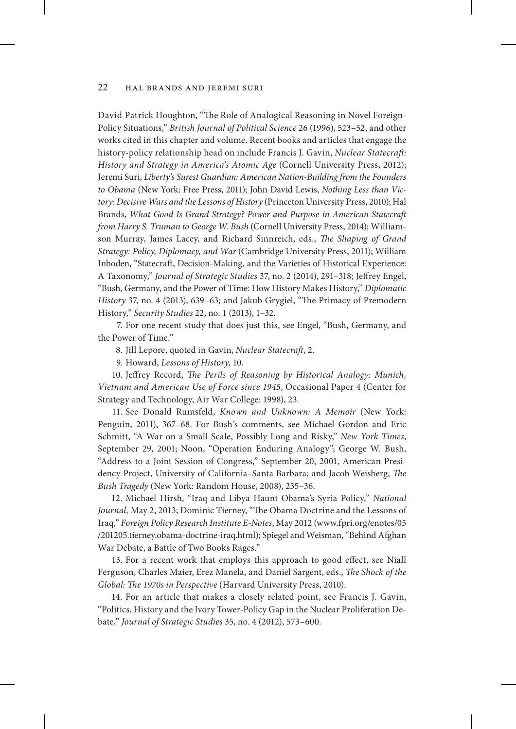David Patrick Houghton, "The Role of Analogical Reasoning in Novel Foreign-Policy Situations," *British Journal of Political Science* 26 (1996), 523–52, and other works cited in this chapter and volume. Recent books and articles that engage the history-policy relationship head on include Francis J. Gavin, *Nuclear Statecraft: History and Strategy in America's Atomic Age* (Cornell University Press, 2012); Jeremi Suri, *Liberty's Surest Guardian: American Nation-Building from the Founders to Obama* (New York: Free Press, 2011); John David Lewis, *Nothing Less than Victory: Decisive Wars and the Lessons of History* (Princeton University Press, 2010); Hal Brands, *What Good Is Grand Strategy? Power and Purpose in American Statecraft from Harry S. Truman to George W. Bush* (Cornell University Press, 2014); Williamson Murray, James Lacey, and Richard Sinnreich, eds., *The Shaping of Grand Strategy: Policy, Diplomacy, and War* (Cambridge University Press, 2011); William Inboden, "Statecraft, Decision-Making, and the Varieties of Historical Experience: A Taxonomy," *Journal of Strategic Studies* 37, no. 2 (2014), 291–318; Jeffrey Engel, "Bush, Germany, and the Power of Time: How History Makes History," *Diplomatic History* 37, no. 4 (2013), 639–63; and Jakub Grygiel, "The Primacy of Premodern History," *Security Studies* 22, no. 1 (2013), 1–32.

7. For one recent study that does just this, see Engel, "Bush, Germany, and the Power of Time."

8. Jill Lepore, quoted in Gavin, *Nuclear Statecraft*, 2.

9. Howard, *Lessons of History*, 10.

10. Jeffrey Record, *The Perils of Reasoning by Historical Analogy: Munich, Vietnam and American Use of Force since 1945*, Occasional Paper 4 (Center for Strategy and Technology, Air War College: 1998), 23.

11. See Donald Rumsfeld, *Known and Unknown: A Memoir* (New York: Penguin, 2011), 367–68. For Bush's comments, see Michael Gordon and Eric Schmitt, "A War on a Small Scale, Possibly Long and Risky," *New York Times*, September 29, 2001; Noon, "Operation Enduring Analogy"; George W. Bush, "Address to a Joint Session of Congress," September 20, 2001, American Presidency Project, University of California–Santa Barbara; and Jacob Weisberg, *The Bush Tragedy* (New York: Random House, 2008), 235–36.

12. Michael Hirsh, "Iraq and Libya Haunt Obama's Syria Policy," *National Journal,* May 2, 2013; Dominic Tierney, "The Obama Doctrine and the Lessons of Iraq," *Foreign Policy Research Institute E-Notes*, May 2012 (www.fpri.org/enotes/05/201205.tierney.obama-doctrine-iraq.html); Spiegel and Weisman, "Behind Afghan War Debate, a Battle of Two Books Rages."

13. For a recent work that employs this approach to good effect, see Niall Ferguson, Charles Maier, Erez Manela, and Daniel Sargent, eds., *The Shock of the Global: The 1970s in Perspective* (Harvard University Press, 2010).

14. For an article that makes a closely related point, see Francis J. Gavin, "Politics, History and the Ivory Tower-Policy Gap in the Nuclear Proliferation Debate," *Journal of Strategic Studies* 35, no. 4 (2012), 573–600.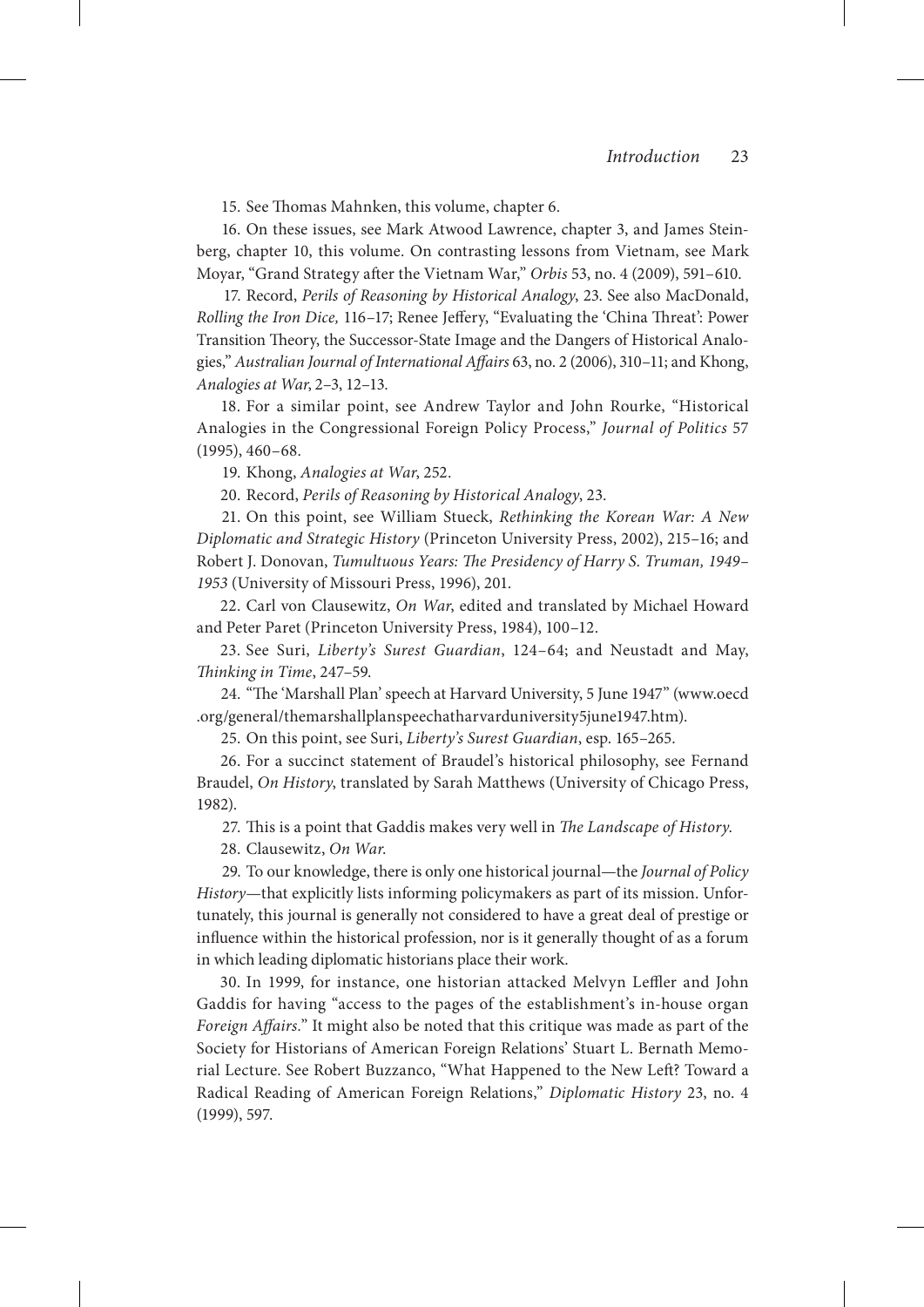15. See Thomas Mahnken, this volume, chapter 6.

16. On these issues, see Mark Atwood Lawrence, chapter 3, and James Steinberg, chapter 10, this volume. On contrasting lessons from Vietnam, see Mark Moyar, "Grand Strategy after the Vietnam War," *Orbis* 53, no. 4 (2009), 591–610.

17. Record, *Perils of Reasoning by Historical Analogy*, 23. See also MacDonald, *Rolling the Iron Dice,* 116–17; Renee Jeffery, "Evaluating the 'China Threat': Power Transition Theory, the Successor-State Image and the Dangers of Historical Analogies," *Australian Journal of International Affairs* 63, no. 2 (2006), 310–11; and Khong, *Analogies at War*, 2–3, 12–13.

18. For a similar point, see Andrew Taylor and John Rourke, "Historical Analogies in the Congressional Foreign Policy Process," *Journal of Politics* 57 (1995), 460–68.

19. Khong, *Analogies at War*, 252.

20. Record, *Perils of Reasoning by Historical Analogy*, 23.

21. On this point, see William Stueck, *Rethinking the Korean War: A New Diplomatic and Strategic History* (Princeton University Press, 2002), 215–16; and Robert J. Donovan, *Tumultuous Years: The Presidency of Harry S. Truman, 1949–1953* (University of Missouri Press, 1996), 201.

22. Carl von Clausewitz, *On War*, edited and translated by Michael Howard and Peter Paret (Princeton University Press, 1984), 100–12.

23. See Suri, *Liberty's Surest Guardian*, 124–64; and Neustadt and May, *Thinking in Time*, 247–59.

24. "The 'Marshall Plan' speech at Harvard University, 5 June 1947" (www.oecd.org/general/themarshallplanspeechatharvarduniversity5june1947.htm).

25. On this point, see Suri, *Liberty's Surest Guardian*, esp. 165–265.

26. For a succinct statement of Braudel's historical philosophy, see Fernand Braudel, *On History*, translated by Sarah Matthews (University of Chicago Press, 1982).

27. This is a point that Gaddis makes very well in *The Landscape of History*.

28. Clausewitz, *On War*.

29. To our knowledge, there is only one historical journal—the *Journal of Policy History*—that explicitly lists informing policymakers as part of its mission. Unfortunately, this journal is generally not considered to have a great deal of prestige or influence within the historical profession, nor is it generally thought of as a forum in which leading diplomatic historians place their work.

30. In 1999, for instance, one historian attacked Melvyn Leffler and John Gaddis for having "access to the pages of the establishment's in-house organ *Foreign Affairs*." It might also be noted that this critique was made as part of the Society for Historians of American Foreign Relations' Stuart L. Bernath Memorial Lecture. See Robert Buzzanco, "What Happened to the New Left? Toward a Radical Reading of American Foreign Relations," *Diplomatic History* 23, no. 4 (1999), 597.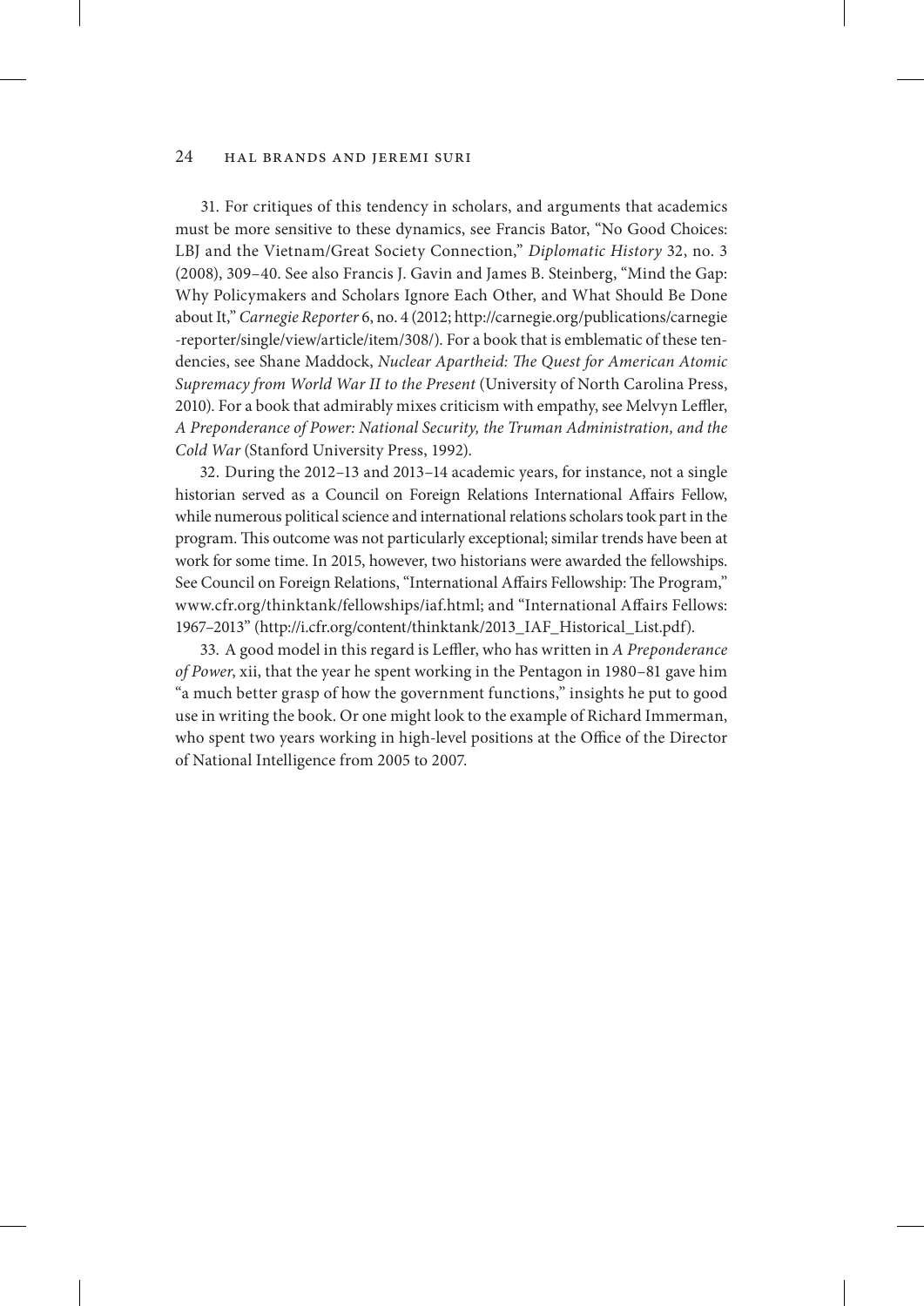31. For critiques of this tendency in scholars, and arguments that academics must be more sensitive to these dynamics, see Francis Bator, "No Good Choices: LBJ and the Vietnam/Great Society Connection," *Diplomatic History* 32, no. 3 (2008), 309–40. See also Francis J. Gavin and James B. Steinberg, "Mind the Gap: Why Policymakers and Scholars Ignore Each Other, and What Should Be Done about It," *Carnegie Reporter* 6, no. 4 (2012; http://carnegie.org/publications/carnegie-reporter/single/view/article/item/308/). For a book that is emblematic of these tendencies, see Shane Maddock, *Nuclear Apartheid: The Quest for American Atomic Supremacy from World War II to the Present* (University of North Carolina Press, 2010). For a book that admirably mixes criticism with empathy, see Melvyn Leffler, *A Preponderance of Power: National Security, the Truman Administration, and the Cold War* (Stanford University Press, 1992).

32. During the 2012–13 and 2013–14 academic years, for instance, not a single historian served as a Council on Foreign Relations International Affairs Fellow, while numerous political science and international relations scholars took part in the program. This outcome was not particularly exceptional; similar trends have been at work for some time. In 2015, however, two historians were awarded the fellowships. See Council on Foreign Relations, "International Affairs Fellowship: The Program," www.cfr.org/thinktank/fellowships/iaf.html; and "International Affairs Fellows: 1967–2013" (http://i.cfr.org/content/thinktank/2013_IAF_Historical_List.pdf).

33. A good model in this regard is Leffler, who has written in *A Preponderance of Power*, xii, that the year he spent working in the Pentagon in 1980–81 gave him "a much better grasp of how the government functions," insights he put to good use in writing the book. Or one might look to the example of Richard Immerman, who spent two years working in high-level positions at the Office of the Director of National Intelligence from 2005 to 2007.